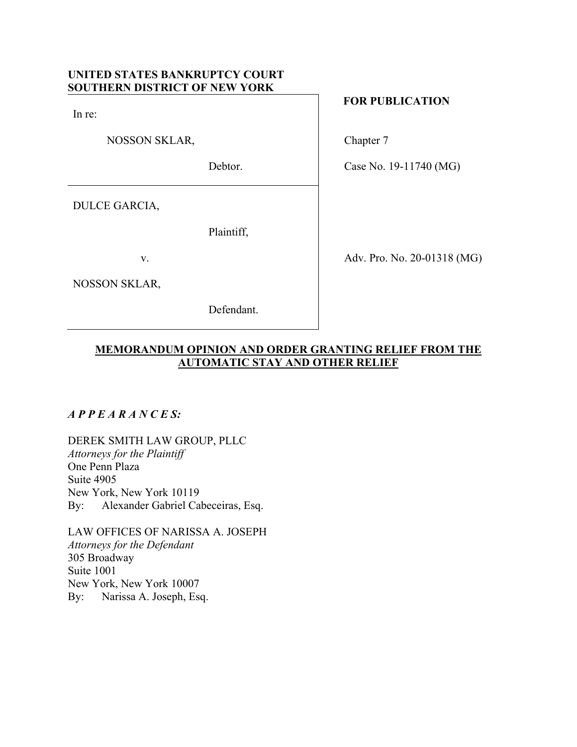**UNITED STATES BANKRUPTCY COURT**
**SOUTHERN DISTRICT OF NEW YORK**

| | |
|---|---|
| In re:<br><br>NOSSON SKLAR,<br><br>Debtor. | **FOR PUBLICATION**<br><br>Chapter 7<br><br>Case No. 19-11740 (MG) |
| DULCE GARCIA,<br><br>Plaintiff,<br><br>v.<br><br>NOSSON SKLAR,<br><br>Defendant. | Adv. Pro. No. 20-01318 (MG) |

## MEMORANDUM OPINION AND ORDER GRANTING RELIEF FROM THE AUTOMATIC STAY AND OTHER RELIEF

***A P P E A R A N C E S:***

DEREK SMITH LAW GROUP, PLLC
*Attorneys for the Plaintiff*
One Penn Plaza
Suite 4905
New York, New York 10119
By: Alexander Gabriel Cabeceiras, Esq.

LAW OFFICES OF NARISSA A. JOSEPH
*Attorneys for the Defendant*
305 Broadway
Suite 1001
New York, New York 10007
By: Narissa A. Joseph, Esq.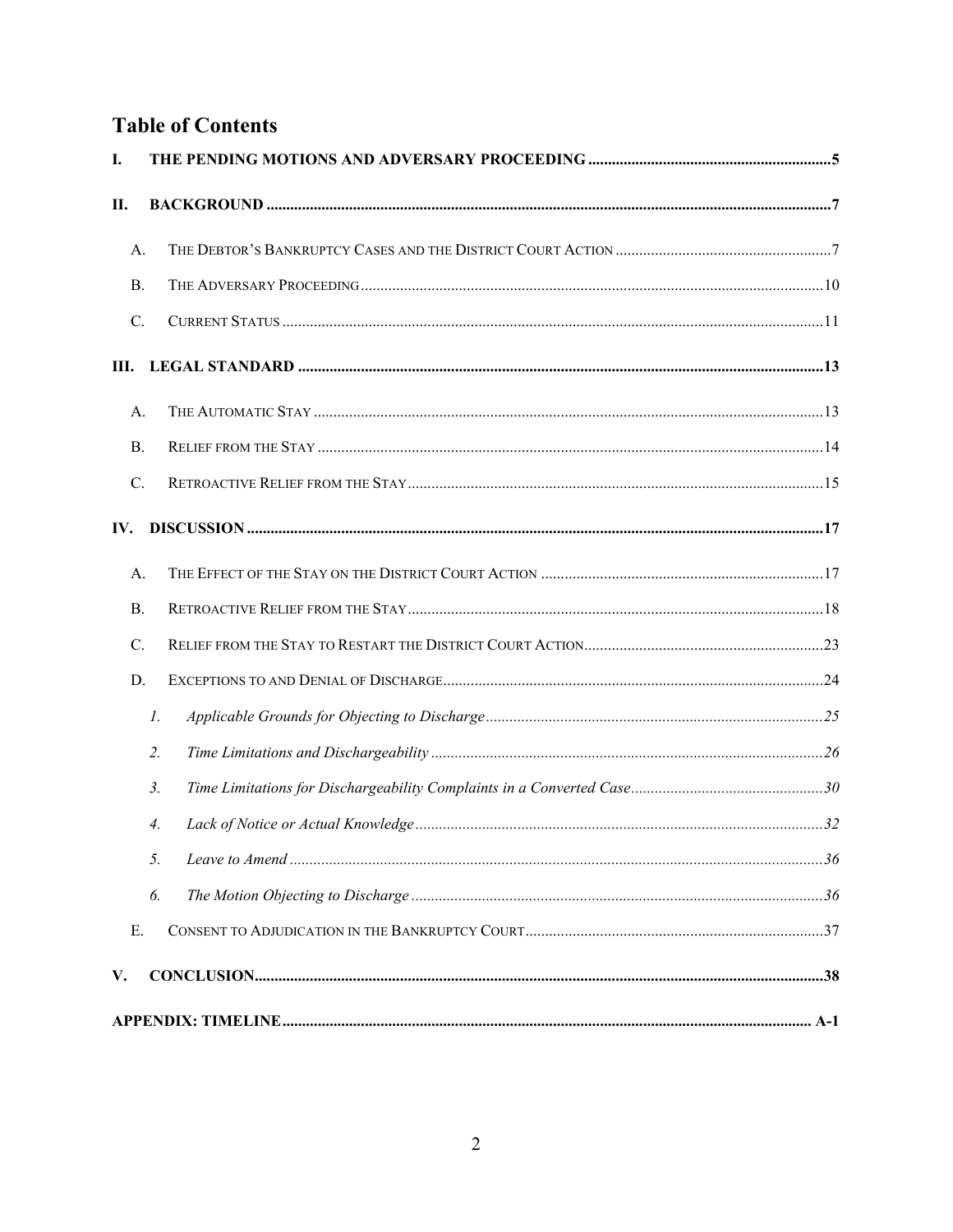## Table of Contents

**I. THE PENDING MOTIONS AND ADVERSARY PROCEEDING** ... **5**

**II. BACKGROUND** ... **7**

- A. The Debtor's Bankruptcy Cases and the District Court Action ... 7
- B. The Adversary Proceeding ... 10
- C. Current Status ... 11

**III. LEGAL STANDARD** ... **13**

- A. The Automatic Stay ... 13
- B. Relief from the Stay ... 14
- C. Retroactive Relief from the Stay ... 15

**IV. DISCUSSION** ... **17**

- A. The Effect of the Stay on the District Court Action ... 17
- B. Retroactive Relief from the Stay ... 18
- C. Relief from the Stay to Restart the District Court Action ... 23
- D. Exceptions to and Denial of Discharge ... 24
  - *1. Applicable Grounds for Objecting to Discharge* ... *25*
  - *2. Time Limitations and Dischargeability* ... *26*
  - *3. Time Limitations for Dischargeability Complaints in a Converted Case* ... *30*
  - *4. Lack of Notice or Actual Knowledge* ... *32*
  - *5. Leave to Amend* ... *36*
  - *6. The Motion Objecting to Discharge* ... *36*
- E. Consent to Adjudication in the Bankruptcy Court ... 37

**V. CONCLUSION** ... **38**

**APPENDIX: TIMELINE** ... **A-1**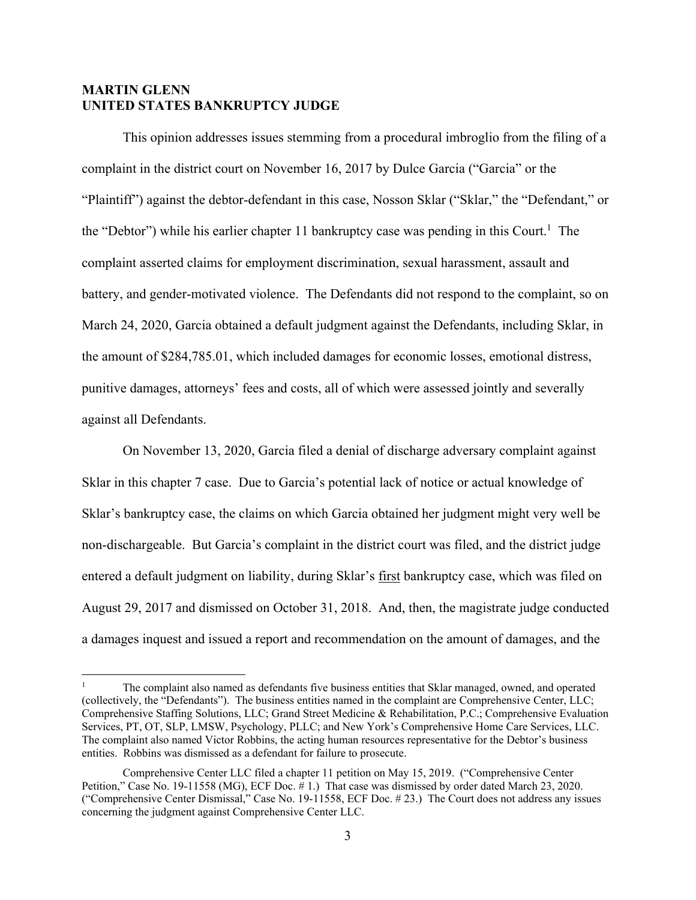**MARTIN GLENN**
**UNITED STATES BANKRUPTCY JUDGE**

This opinion addresses issues stemming from a procedural imbroglio from the filing of a complaint in the district court on November 16, 2017 by Dulce Garcia ("Garcia" or the "Plaintiff") against the debtor-defendant in this case, Nosson Sklar ("Sklar," the "Defendant," or the "Debtor") while his earlier chapter 11 bankruptcy case was pending in this Court.[1] The complaint asserted claims for employment discrimination, sexual harassment, assault and battery, and gender-motivated violence. The Defendants did not respond to the complaint, so on March 24, 2020, Garcia obtained a default judgment against the Defendants, including Sklar, in the amount of $284,785.01, which included damages for economic losses, emotional distress, punitive damages, attorneys' fees and costs, all of which were assessed jointly and severally against all Defendants.

On November 13, 2020, Garcia filed a denial of discharge adversary complaint against Sklar in this chapter 7 case. Due to Garcia's potential lack of notice or actual knowledge of Sklar's bankruptcy case, the claims on which Garcia obtained her judgment might very well be non-dischargeable. But Garcia's complaint in the district court was filed, and the district judge entered a default judgment on liability, during Sklar's <u>first</u> bankruptcy case, which was filed on August 29, 2017 and dismissed on October 31, 2018. And, then, the magistrate judge conducted a damages inquest and issued a report and recommendation on the amount of damages, and the

---

[1] The complaint also named as defendants five business entities that Sklar managed, owned, and operated (collectively, the "Defendants"). The business entities named in the complaint are Comprehensive Center, LLC; Comprehensive Staffing Solutions, LLC; Grand Street Medicine & Rehabilitation, P.C.; Comprehensive Evaluation Services, PT, OT, SLP, LMSW, Psychology, PLLC; and New York's Comprehensive Home Care Services, LLC. The complaint also named Victor Robbins, the acting human resources representative for the Debtor's business entities. Robbins was dismissed as a defendant for failure to prosecute.

Comprehensive Center LLC filed a chapter 11 petition on May 15, 2019. ("Comprehensive Center Petition," Case No. 19-11558 (MG), ECF Doc. # 1.) That case was dismissed by order dated March 23, 2020. ("Comprehensive Center Dismissal," Case No. 19-11558, ECF Doc. # 23.) The Court does not address any issues concerning the judgment against Comprehensive Center LLC.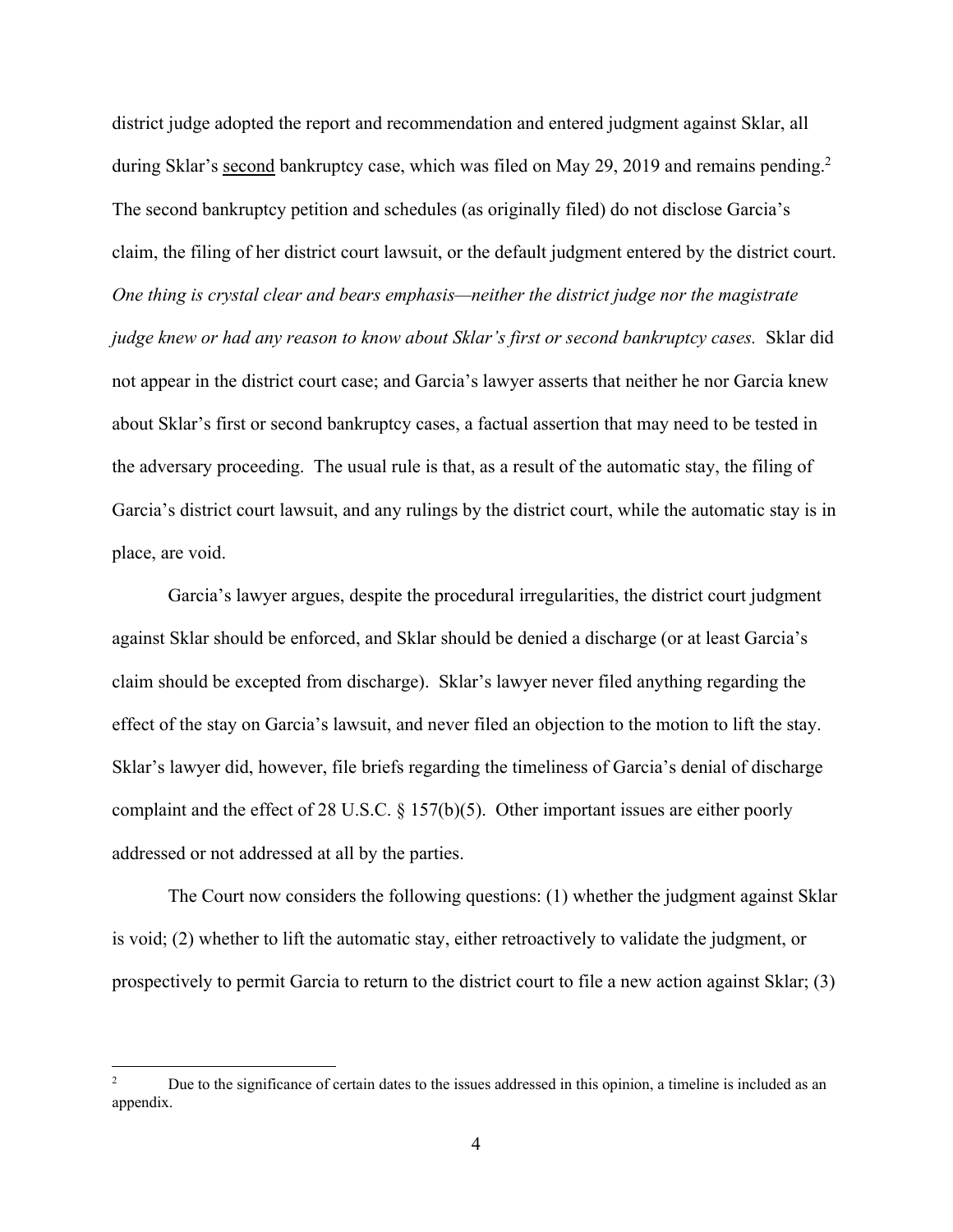district judge adopted the report and recommendation and entered judgment against Sklar, all during Sklar's <u>second</u> bankruptcy case, which was filed on May 29, 2019 and remains pending.[2] The second bankruptcy petition and schedules (as originally filed) do not disclose Garcia's claim, the filing of her district court lawsuit, or the default judgment entered by the district court. *One thing is crystal clear and bears emphasis—neither the district judge nor the magistrate judge knew or had any reason to know about Sklar's first or second bankruptcy cases.* Sklar did not appear in the district court case; and Garcia's lawyer asserts that neither he nor Garcia knew about Sklar's first or second bankruptcy cases, a factual assertion that may need to be tested in the adversary proceeding. The usual rule is that, as a result of the automatic stay, the filing of Garcia's district court lawsuit, and any rulings by the district court, while the automatic stay is in place, are void.

Garcia's lawyer argues, despite the procedural irregularities, the district court judgment against Sklar should be enforced, and Sklar should be denied a discharge (or at least Garcia's claim should be excepted from discharge). Sklar's lawyer never filed anything regarding the effect of the stay on Garcia's lawsuit, and never filed an objection to the motion to lift the stay. Sklar's lawyer did, however, file briefs regarding the timeliness of Garcia's denial of discharge complaint and the effect of 28 U.S.C. § 157(b)(5). Other important issues are either poorly addressed or not addressed at all by the parties.

The Court now considers the following questions: (1) whether the judgment against Sklar is void; (2) whether to lift the automatic stay, either retroactively to validate the judgment, or prospectively to permit Garcia to return to the district court to file a new action against Sklar; (3)

[2] Due to the significance of certain dates to the issues addressed in this opinion, a timeline is included as an appendix.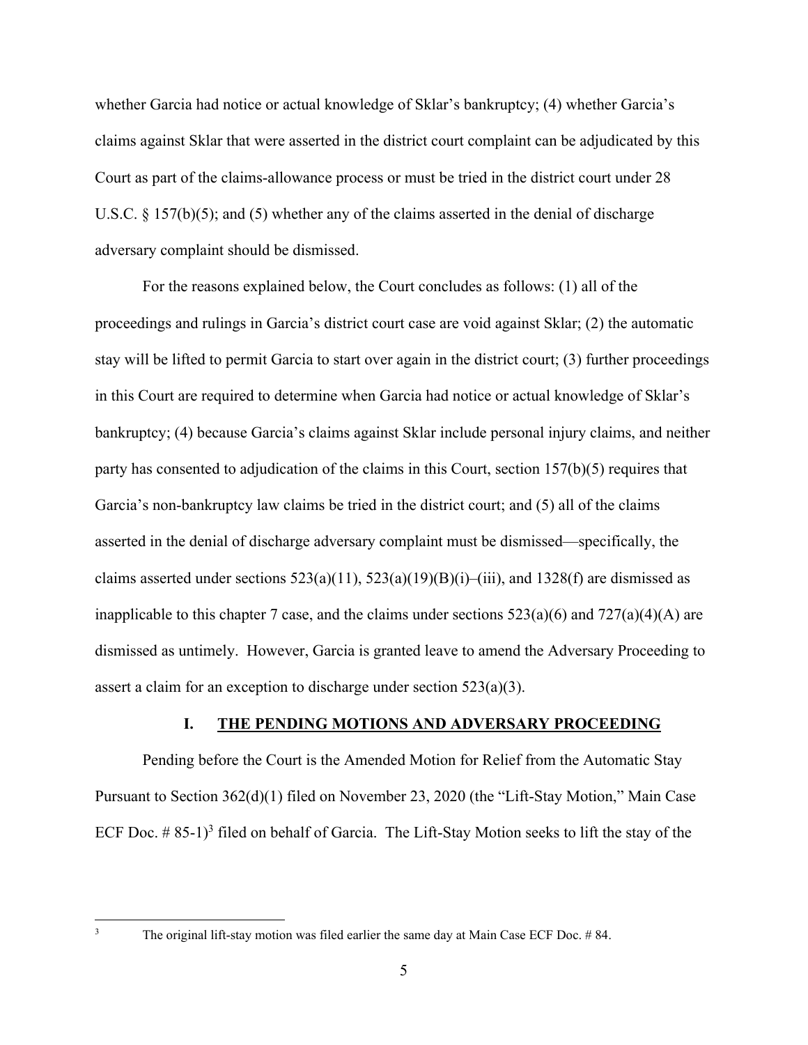whether Garcia had notice or actual knowledge of Sklar's bankruptcy; (4) whether Garcia's claims against Sklar that were asserted in the district court complaint can be adjudicated by this Court as part of the claims-allowance process or must be tried in the district court under 28 U.S.C. § 157(b)(5); and (5) whether any of the claims asserted in the denial of discharge adversary complaint should be dismissed.

For the reasons explained below, the Court concludes as follows: (1) all of the proceedings and rulings in Garcia's district court case are void against Sklar; (2) the automatic stay will be lifted to permit Garcia to start over again in the district court; (3) further proceedings in this Court are required to determine when Garcia had notice or actual knowledge of Sklar's bankruptcy; (4) because Garcia's claims against Sklar include personal injury claims, and neither party has consented to adjudication of the claims in this Court, section 157(b)(5) requires that Garcia's non-bankruptcy law claims be tried in the district court; and (5) all of the claims asserted in the denial of discharge adversary complaint must be dismissed—specifically, the claims asserted under sections 523(a)(11), 523(a)(19)(B)(i)–(iii), and 1328(f) are dismissed as inapplicable to this chapter 7 case, and the claims under sections 523(a)(6) and 727(a)(4)(A) are dismissed as untimely. However, Garcia is granted leave to amend the Adversary Proceeding to assert a claim for an exception to discharge under section 523(a)(3).

## I. THE PENDING MOTIONS AND ADVERSARY PROCEEDING

Pending before the Court is the Amended Motion for Relief from the Automatic Stay Pursuant to Section 362(d)(1) filed on November 23, 2020 (the "Lift-Stay Motion," Main Case ECF Doc. # 85-1)[3] filed on behalf of Garcia. The Lift-Stay Motion seeks to lift the stay of the

[3] The original lift-stay motion was filed earlier the same day at Main Case ECF Doc. # 84.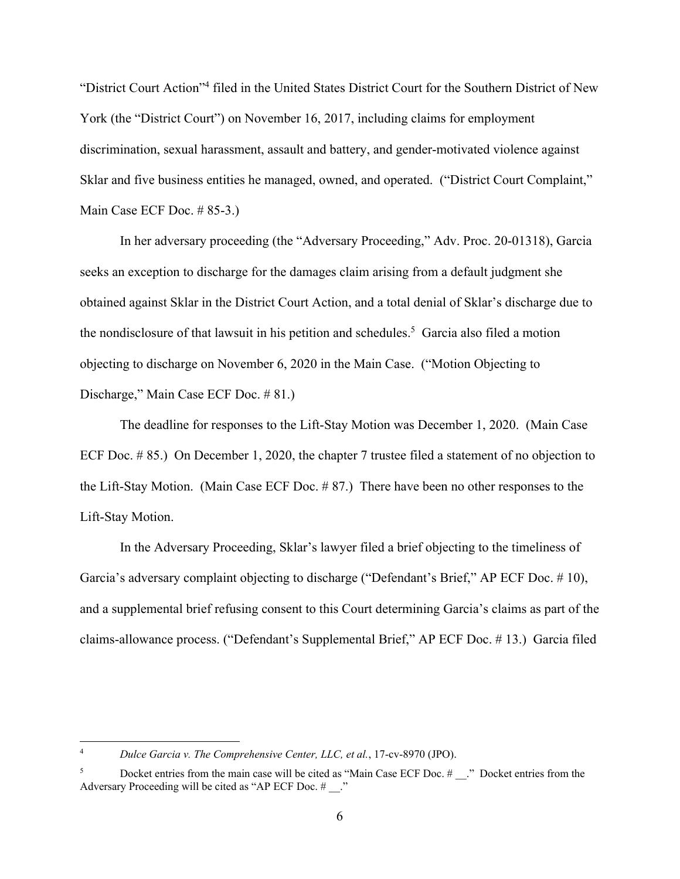"District Court Action"[4] filed in the United States District Court for the Southern District of New York (the "District Court") on November 16, 2017, including claims for employment discrimination, sexual harassment, assault and battery, and gender-motivated violence against Sklar and five business entities he managed, owned, and operated. ("District Court Complaint," Main Case ECF Doc. # 85-3.)

In her adversary proceeding (the "Adversary Proceeding," Adv. Proc. 20-01318), Garcia seeks an exception to discharge for the damages claim arising from a default judgment she obtained against Sklar in the District Court Action, and a total denial of Sklar's discharge due to the nondisclosure of that lawsuit in his petition and schedules.[5] Garcia also filed a motion objecting to discharge on November 6, 2020 in the Main Case. ("Motion Objecting to Discharge," Main Case ECF Doc. # 81.)

The deadline for responses to the Lift-Stay Motion was December 1, 2020. (Main Case ECF Doc. # 85.) On December 1, 2020, the chapter 7 trustee filed a statement of no objection to the Lift-Stay Motion. (Main Case ECF Doc. # 87.) There have been no other responses to the Lift-Stay Motion.

In the Adversary Proceeding, Sklar's lawyer filed a brief objecting to the timeliness of Garcia's adversary complaint objecting to discharge ("Defendant's Brief," AP ECF Doc. # 10), and a supplemental brief refusing consent to this Court determining Garcia's claims as part of the claims-allowance process. ("Defendant's Supplemental Brief," AP ECF Doc. # 13.) Garcia filed

---

[4] *Dulce Garcia v. The Comprehensive Center, LLC, et al.*, 17-cv-8970 (JPO).

[5] Docket entries from the main case will be cited as "Main Case ECF Doc. # __." Docket entries from the Adversary Proceeding will be cited as "AP ECF Doc. # __."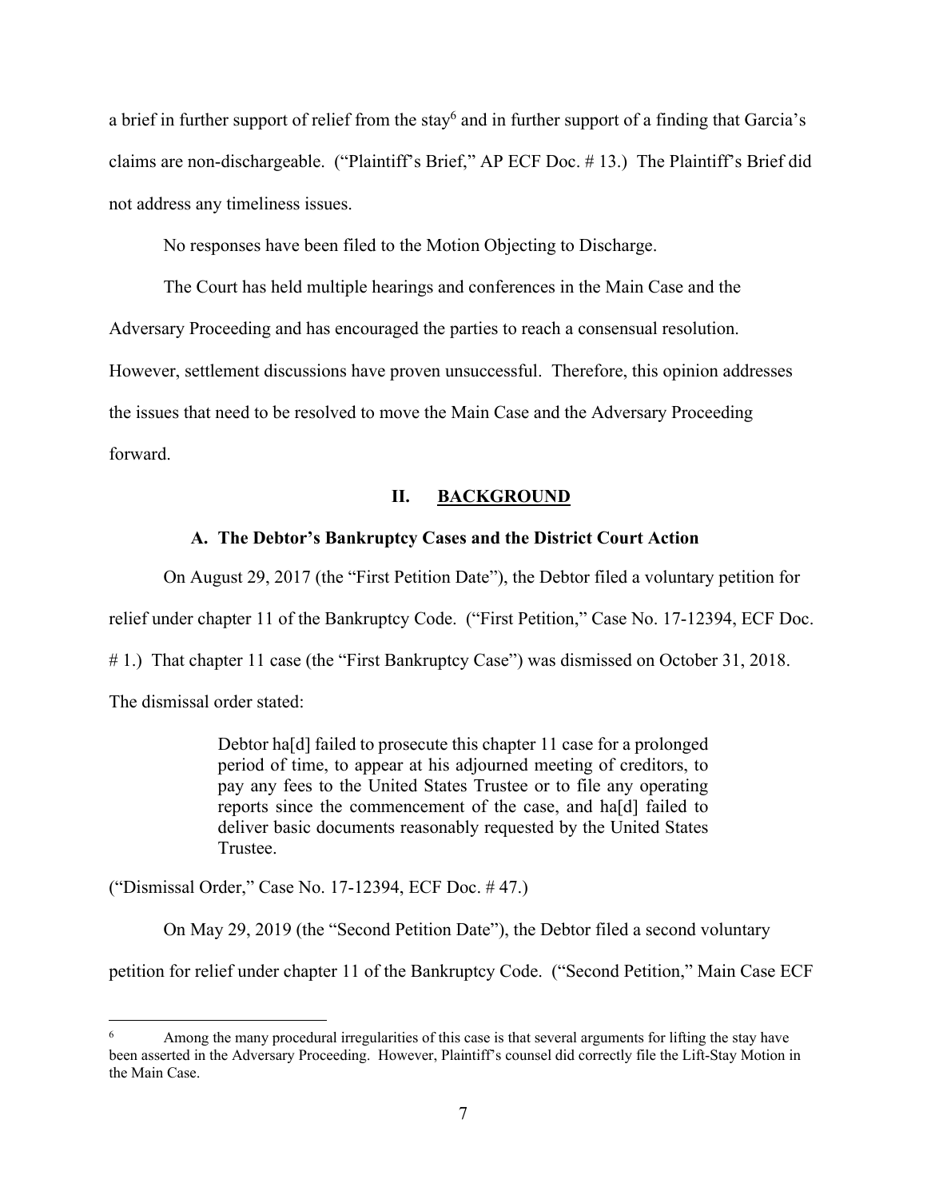a brief in further support of relief from the stay[6] and in further support of a finding that Garcia's claims are non-dischargeable. ("Plaintiff's Brief," AP ECF Doc. # 13.) The Plaintiff's Brief did not address any timeliness issues.

No responses have been filed to the Motion Objecting to Discharge.

The Court has held multiple hearings and conferences in the Main Case and the Adversary Proceeding and has encouraged the parties to reach a consensual resolution. However, settlement discussions have proven unsuccessful. Therefore, this opinion addresses the issues that need to be resolved to move the Main Case and the Adversary Proceeding forward.

## II. BACKGROUND

### A. The Debtor's Bankruptcy Cases and the District Court Action

On August 29, 2017 (the "First Petition Date"), the Debtor filed a voluntary petition for relief under chapter 11 of the Bankruptcy Code. ("First Petition," Case No. 17-12394, ECF Doc. # 1.) That chapter 11 case (the "First Bankruptcy Case") was dismissed on October 31, 2018. The dismissal order stated:

> Debtor ha[d] failed to prosecute this chapter 11 case for a prolonged period of time, to appear at his adjourned meeting of creditors, to pay any fees to the United States Trustee or to file any operating reports since the commencement of the case, and ha[d] failed to deliver basic documents reasonably requested by the United States Trustee.

("Dismissal Order," Case No. 17-12394, ECF Doc. # 47.)

On May 29, 2019 (the "Second Petition Date"), the Debtor filed a second voluntary petition for relief under chapter 11 of the Bankruptcy Code. ("Second Petition," Main Case ECF

[6] Among the many procedural irregularities of this case is that several arguments for lifting the stay have been asserted in the Adversary Proceeding. However, Plaintiff's counsel did correctly file the Lift-Stay Motion in the Main Case.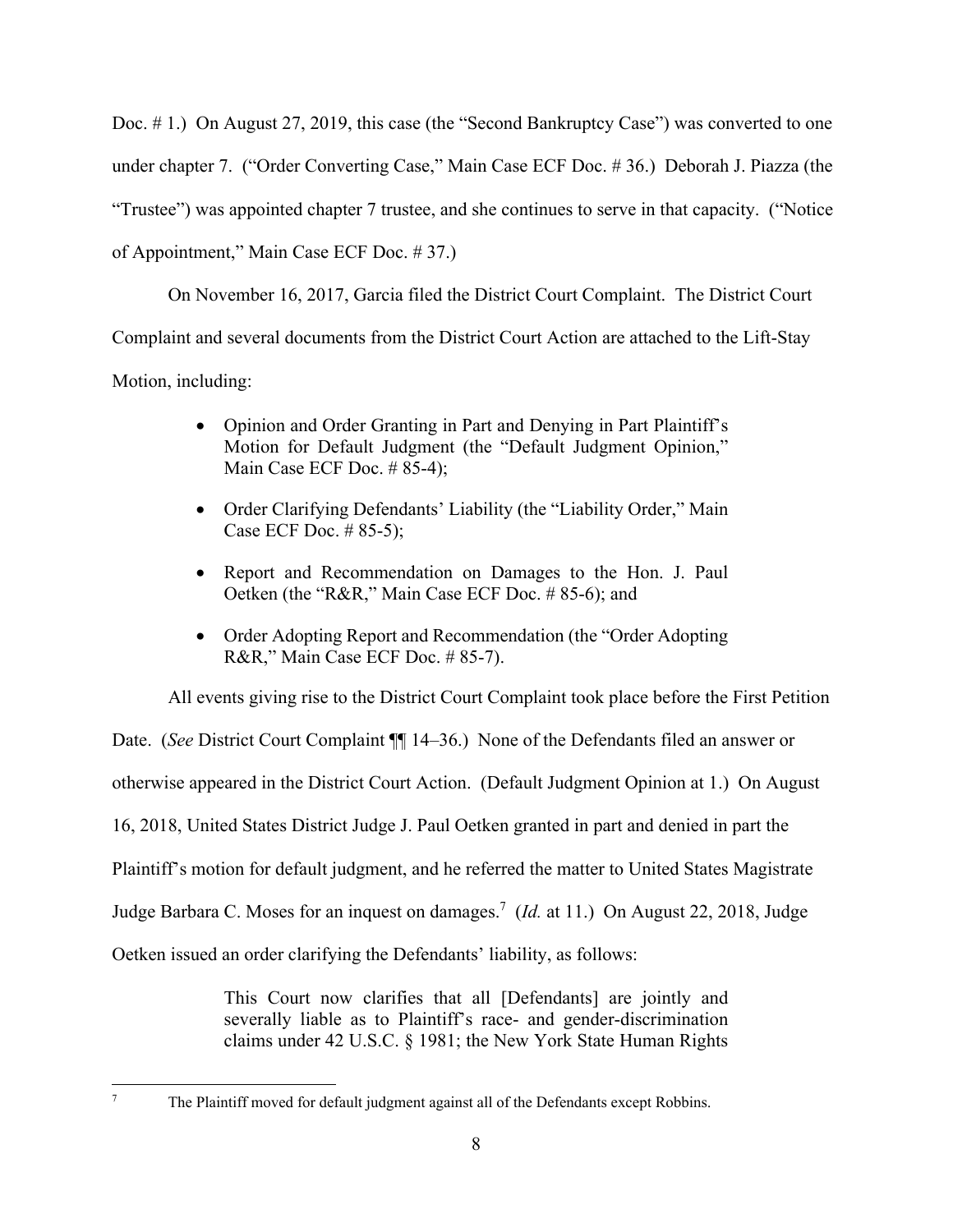Doc. # 1.) On August 27, 2019, this case (the "Second Bankruptcy Case") was converted to one under chapter 7. ("Order Converting Case," Main Case ECF Doc. # 36.) Deborah J. Piazza (the "Trustee") was appointed chapter 7 trustee, and she continues to serve in that capacity. ("Notice of Appointment," Main Case ECF Doc. # 37.)

On November 16, 2017, Garcia filed the District Court Complaint. The District Court Complaint and several documents from the District Court Action are attached to the Lift-Stay Motion, including:

- Opinion and Order Granting in Part and Denying in Part Plaintiff's Motion for Default Judgment (the "Default Judgment Opinion," Main Case ECF Doc. # 85-4);
- Order Clarifying Defendants' Liability (the "Liability Order," Main Case ECF Doc. # 85-5);
- Report and Recommendation on Damages to the Hon. J. Paul Oetken (the "R&R," Main Case ECF Doc. # 85-6); and
- Order Adopting Report and Recommendation (the "Order Adopting R&R," Main Case ECF Doc. # 85-7).

All events giving rise to the District Court Complaint took place before the First Petition Date. (*See* District Court Complaint ¶¶ 14–36.) None of the Defendants filed an answer or otherwise appeared in the District Court Action. (Default Judgment Opinion at 1.) On August 16, 2018, United States District Judge J. Paul Oetken granted in part and denied in part the Plaintiff's motion for default judgment, and he referred the matter to United States Magistrate Judge Barbara C. Moses for an inquest on damages.[7] (*Id.* at 11.) On August 22, 2018, Judge Oetken issued an order clarifying the Defendants' liability, as follows:

> This Court now clarifies that all [Defendants] are jointly and severally liable as to Plaintiff's race- and gender-discrimination claims under 42 U.S.C. § 1981; the New York State Human Rights

[7] The Plaintiff moved for default judgment against all of the Defendants except Robbins.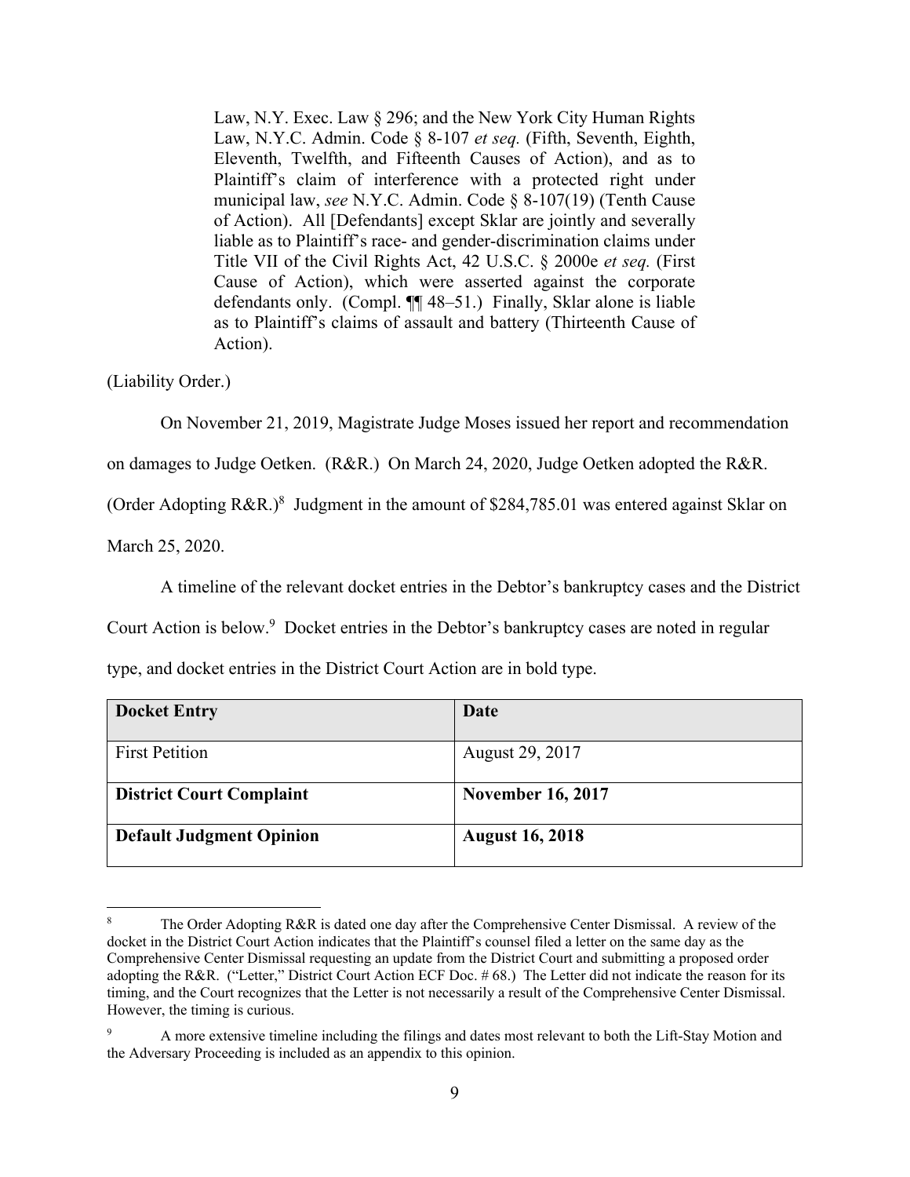> Law, N.Y. Exec. Law § 296; and the New York City Human Rights Law, N.Y.C. Admin. Code § 8-107 *et seq.* (Fifth, Seventh, Eighth, Eleventh, Twelfth, and Fifteenth Causes of Action), and as to Plaintiff's claim of interference with a protected right under municipal law, *see* N.Y.C. Admin. Code § 8-107(19) (Tenth Cause of Action). All [Defendants] except Sklar are jointly and severally liable as to Plaintiff's race- and gender-discrimination claims under Title VII of the Civil Rights Act, 42 U.S.C. § 2000e *et seq.* (First Cause of Action), which were asserted against the corporate defendants only. (Compl. ¶¶ 48–51.) Finally, Sklar alone is liable as to Plaintiff's claims of assault and battery (Thirteenth Cause of Action).

(Liability Order.)

On November 21, 2019, Magistrate Judge Moses issued her report and recommendation on damages to Judge Oetken. (R&R.) On March 24, 2020, Judge Oetken adopted the R&R. (Order Adopting R&R.)[8] Judgment in the amount of $284,785.01 was entered against Sklar on March 25, 2020.

A timeline of the relevant docket entries in the Debtor's bankruptcy cases and the District Court Action is below.[9] Docket entries in the Debtor's bankruptcy cases are noted in regular type, and docket entries in the District Court Action are in bold type.

| Docket Entry | Date |
|---|---|
| First Petition | August 29, 2017 |
| **District Court Complaint** | **November 16, 2017** |
| **Default Judgment Opinion** | **August 16, 2018** |

[8] The Order Adopting R&R is dated one day after the Comprehensive Center Dismissal. A review of the docket in the District Court Action indicates that the Plaintiff's counsel filed a letter on the same day as the Comprehensive Center Dismissal requesting an update from the District Court and submitting a proposed order adopting the R&R. ("Letter," District Court Action ECF Doc. # 68.) The Letter did not indicate the reason for its timing, and the Court recognizes that the Letter is not necessarily a result of the Comprehensive Center Dismissal. However, the timing is curious.

[9] A more extensive timeline including the filings and dates most relevant to both the Lift-Stay Motion and the Adversary Proceeding is included as an appendix to this opinion.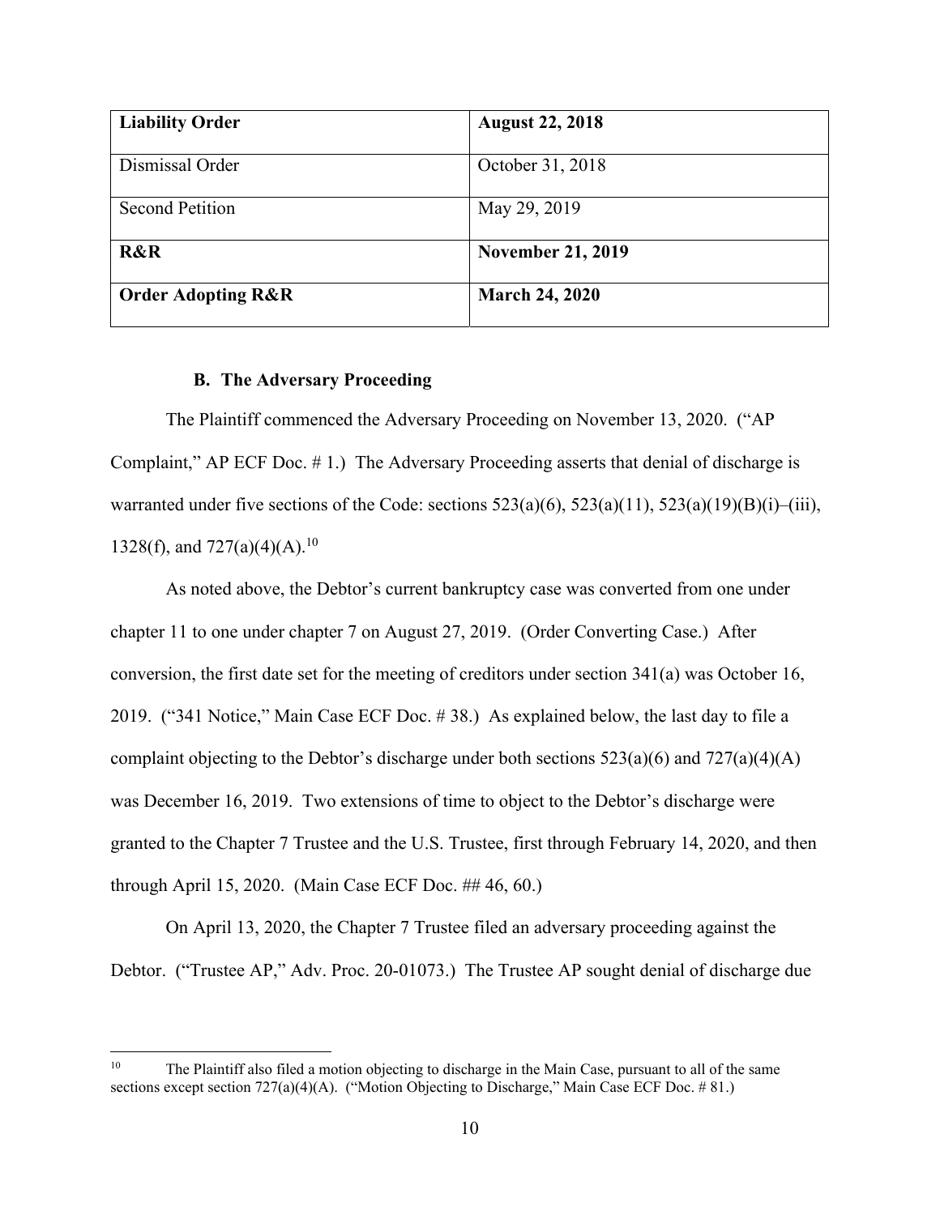| **Liability Order** | **August 22, 2018** |
|---|---|
| Dismissal Order | October 31, 2018 |
| Second Petition | May 29, 2019 |
| **R&R** | **November 21, 2019** |
| **Order Adopting R&R** | **March 24, 2020** |

### B. The Adversary Proceeding

The Plaintiff commenced the Adversary Proceeding on November 13, 2020. ("AP Complaint," AP ECF Doc. # 1.) The Adversary Proceeding asserts that denial of discharge is warranted under five sections of the Code: sections 523(a)(6), 523(a)(11), 523(a)(19)(B)(i)–(iii), 1328(f), and 727(a)(4)(A).[10]

As noted above, the Debtor's current bankruptcy case was converted from one under chapter 11 to one under chapter 7 on August 27, 2019. (Order Converting Case.) After conversion, the first date set for the meeting of creditors under section 341(a) was October 16, 2019. ("341 Notice," Main Case ECF Doc. # 38.) As explained below, the last day to file a complaint objecting to the Debtor's discharge under both sections 523(a)(6) and 727(a)(4)(A) was December 16, 2019. Two extensions of time to object to the Debtor's discharge were granted to the Chapter 7 Trustee and the U.S. Trustee, first through February 14, 2020, and then through April 15, 2020. (Main Case ECF Doc. ## 46, 60.)

On April 13, 2020, the Chapter 7 Trustee filed an adversary proceeding against the Debtor. ("Trustee AP," Adv. Proc. 20-01073.) The Trustee AP sought denial of discharge due

[10] The Plaintiff also filed a motion objecting to discharge in the Main Case, pursuant to all of the same sections except section 727(a)(4)(A). ("Motion Objecting to Discharge," Main Case ECF Doc. # 81.)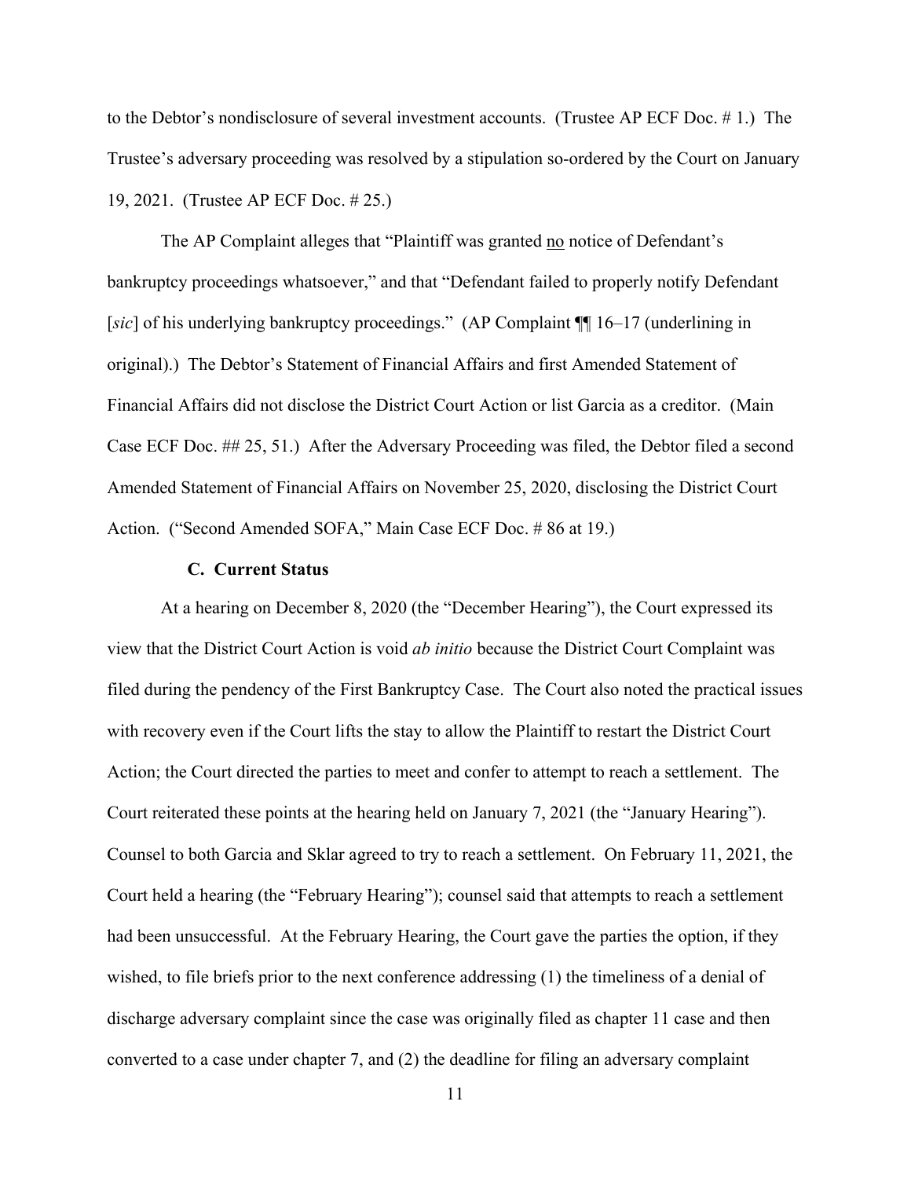to the Debtor's nondisclosure of several investment accounts. (Trustee AP ECF Doc. # 1.) The Trustee's adversary proceeding was resolved by a stipulation so-ordered by the Court on January 19, 2021. (Trustee AP ECF Doc. # 25.)

The AP Complaint alleges that "Plaintiff was granted no notice of Defendant's bankruptcy proceedings whatsoever," and that "Defendant failed to properly notify Defendant [*sic*] of his underlying bankruptcy proceedings." (AP Complaint ¶¶ 16–17 (underlining in original).) The Debtor's Statement of Financial Affairs and first Amended Statement of Financial Affairs did not disclose the District Court Action or list Garcia as a creditor. (Main Case ECF Doc. ## 25, 51.) After the Adversary Proceeding was filed, the Debtor filed a second Amended Statement of Financial Affairs on November 25, 2020, disclosing the District Court Action. ("Second Amended SOFA," Main Case ECF Doc. # 86 at 19.)

### C. Current Status

At a hearing on December 8, 2020 (the "December Hearing"), the Court expressed its view that the District Court Action is void *ab initio* because the District Court Complaint was filed during the pendency of the First Bankruptcy Case. The Court also noted the practical issues with recovery even if the Court lifts the stay to allow the Plaintiff to restart the District Court Action; the Court directed the parties to meet and confer to attempt to reach a settlement. The Court reiterated these points at the hearing held on January 7, 2021 (the "January Hearing"). Counsel to both Garcia and Sklar agreed to try to reach a settlement. On February 11, 2021, the Court held a hearing (the "February Hearing"); counsel said that attempts to reach a settlement had been unsuccessful. At the February Hearing, the Court gave the parties the option, if they wished, to file briefs prior to the next conference addressing (1) the timeliness of a denial of discharge adversary complaint since the case was originally filed as chapter 11 case and then converted to a case under chapter 7, and (2) the deadline for filing an adversary complaint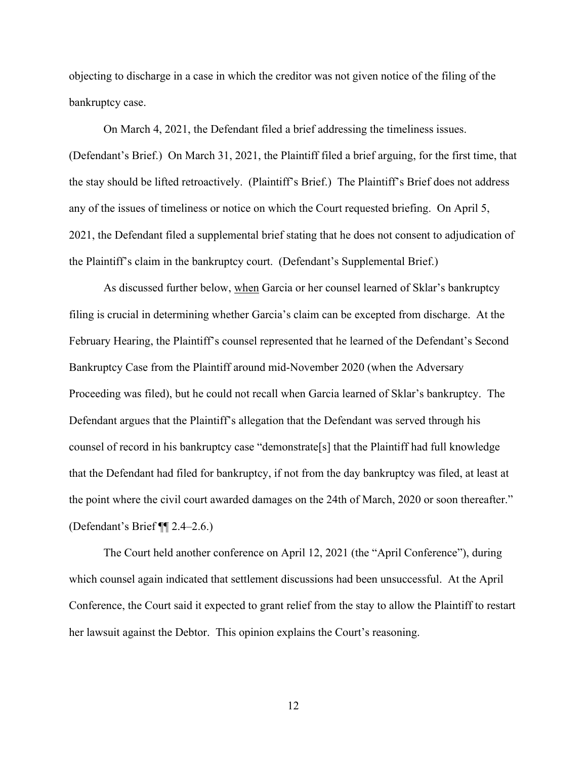objecting to discharge in a case in which the creditor was not given notice of the filing of the bankruptcy case.

On March 4, 2021, the Defendant filed a brief addressing the timeliness issues. (Defendant's Brief.) On March 31, 2021, the Plaintiff filed a brief arguing, for the first time, that the stay should be lifted retroactively. (Plaintiff's Brief.) The Plaintiff's Brief does not address any of the issues of timeliness or notice on which the Court requested briefing. On April 5, 2021, the Defendant filed a supplemental brief stating that he does not consent to adjudication of the Plaintiff's claim in the bankruptcy court. (Defendant's Supplemental Brief.)

As discussed further below, <u>when</u> Garcia or her counsel learned of Sklar's bankruptcy filing is crucial in determining whether Garcia's claim can be excepted from discharge. At the February Hearing, the Plaintiff's counsel represented that he learned of the Defendant's Second Bankruptcy Case from the Plaintiff around mid-November 2020 (when the Adversary Proceeding was filed), but he could not recall when Garcia learned of Sklar's bankruptcy. The Defendant argues that the Plaintiff's allegation that the Defendant was served through his counsel of record in his bankruptcy case "demonstrate[s] that the Plaintiff had full knowledge that the Defendant had filed for bankruptcy, if not from the day bankruptcy was filed, at least at the point where the civil court awarded damages on the 24th of March, 2020 or soon thereafter." (Defendant's Brief ¶¶ 2.4–2.6.)

The Court held another conference on April 12, 2021 (the "April Conference"), during which counsel again indicated that settlement discussions had been unsuccessful. At the April Conference, the Court said it expected to grant relief from the stay to allow the Plaintiff to restart her lawsuit against the Debtor. This opinion explains the Court's reasoning.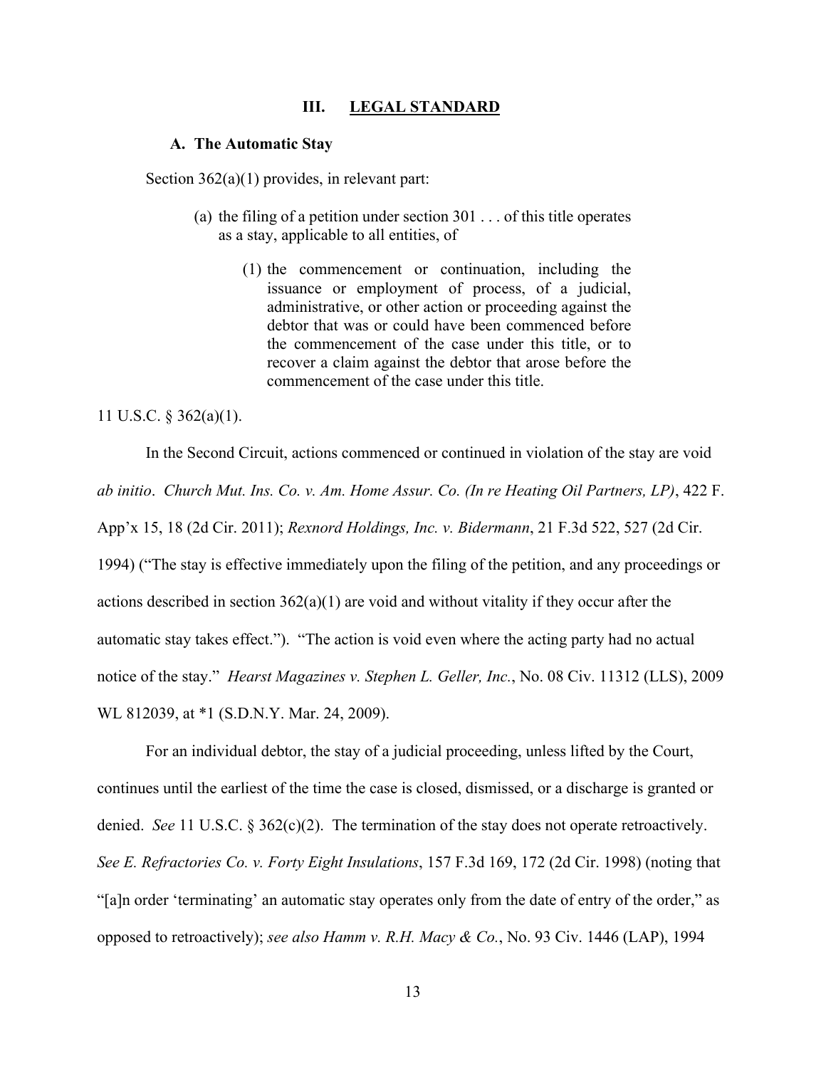## III. LEGAL STANDARD

### A. The Automatic Stay

Section 362(a)(1) provides, in relevant part:

> (a) the filing of a petition under section 301 . . . of this title operates as a stay, applicable to all entities, of
>
> > (1) the commencement or continuation, including the issuance or employment of process, of a judicial, administrative, or other action or proceeding against the debtor that was or could have been commenced before the commencement of the case under this title, or to recover a claim against the debtor that arose before the commencement of the case under this title.

11 U.S.C. § 362(a)(1).

In the Second Circuit, actions commenced or continued in violation of the stay are void *ab initio*. *Church Mut. Ins. Co. v. Am. Home Assur. Co. (In re Heating Oil Partners, LP)*, 422 F. App'x 15, 18 (2d Cir. 2011); *Rexnord Holdings, Inc. v. Bidermann*, 21 F.3d 522, 527 (2d Cir. 1994) ("The stay is effective immediately upon the filing of the petition, and any proceedings or actions described in section 362(a)(1) are void and without vitality if they occur after the automatic stay takes effect."). "The action is void even where the acting party had no actual notice of the stay." *Hearst Magazines v. Stephen L. Geller, Inc.*, No. 08 Civ. 11312 (LLS), 2009 WL 812039, at *1 (S.D.N.Y. Mar. 24, 2009).

For an individual debtor, the stay of a judicial proceeding, unless lifted by the Court, continues until the earliest of the time the case is closed, dismissed, or a discharge is granted or denied. *See* 11 U.S.C. § 362(c)(2). The termination of the stay does not operate retroactively. *See E. Refractories Co. v. Forty Eight Insulations*, 157 F.3d 169, 172 (2d Cir. 1998) (noting that "[a]n order 'terminating' an automatic stay operates only from the date of entry of the order," as opposed to retroactively); *see also Hamm v. R.H. Macy & Co.*, No. 93 Civ. 1446 (LAP), 1994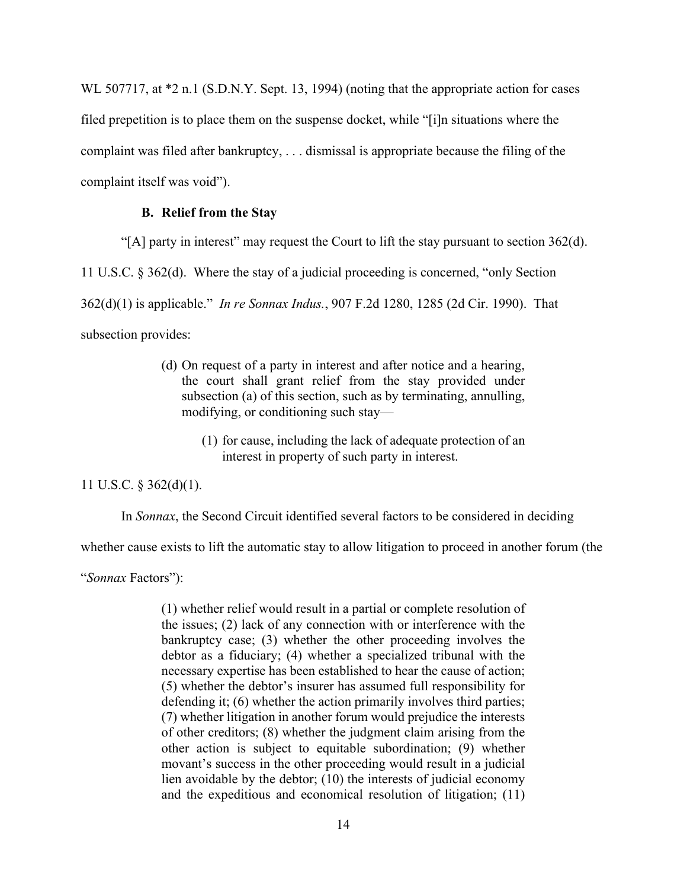WL 507717, at *2 n.1 (S.D.N.Y. Sept. 13, 1994) (noting that the appropriate action for cases filed prepetition is to place them on the suspense docket, while "[i]n situations where the complaint was filed after bankruptcy, . . . dismissal is appropriate because the filing of the complaint itself was void").

### B. Relief from the Stay

"[A] party in interest" may request the Court to lift the stay pursuant to section 362(d). 11 U.S.C. § 362(d). Where the stay of a judicial proceeding is concerned, "only Section 362(d)(1) is applicable." *In re Sonnax Indus.*, 907 F.2d 1280, 1285 (2d Cir. 1990). That subsection provides:

> (d) On request of a party in interest and after notice and a hearing, the court shall grant relief from the stay provided under subsection (a) of this section, such as by terminating, annulling, modifying, or conditioning such stay—
>
> (1) for cause, including the lack of adequate protection of an interest in property of such party in interest.

11 U.S.C. § 362(d)(1).

In *Sonnax*, the Second Circuit identified several factors to be considered in deciding whether cause exists to lift the automatic stay to allow litigation to proceed in another forum (the "*Sonnax* Factors"):

> (1) whether relief would result in a partial or complete resolution of the issues; (2) lack of any connection with or interference with the bankruptcy case; (3) whether the other proceeding involves the debtor as a fiduciary; (4) whether a specialized tribunal with the necessary expertise has been established to hear the cause of action; (5) whether the debtor's insurer has assumed full responsibility for defending it; (6) whether the action primarily involves third parties; (7) whether litigation in another forum would prejudice the interests of other creditors; (8) whether the judgment claim arising from the other action is subject to equitable subordination; (9) whether movant's success in the other proceeding would result in a judicial lien avoidable by the debtor; (10) the interests of judicial economy and the expeditious and economical resolution of litigation; (11)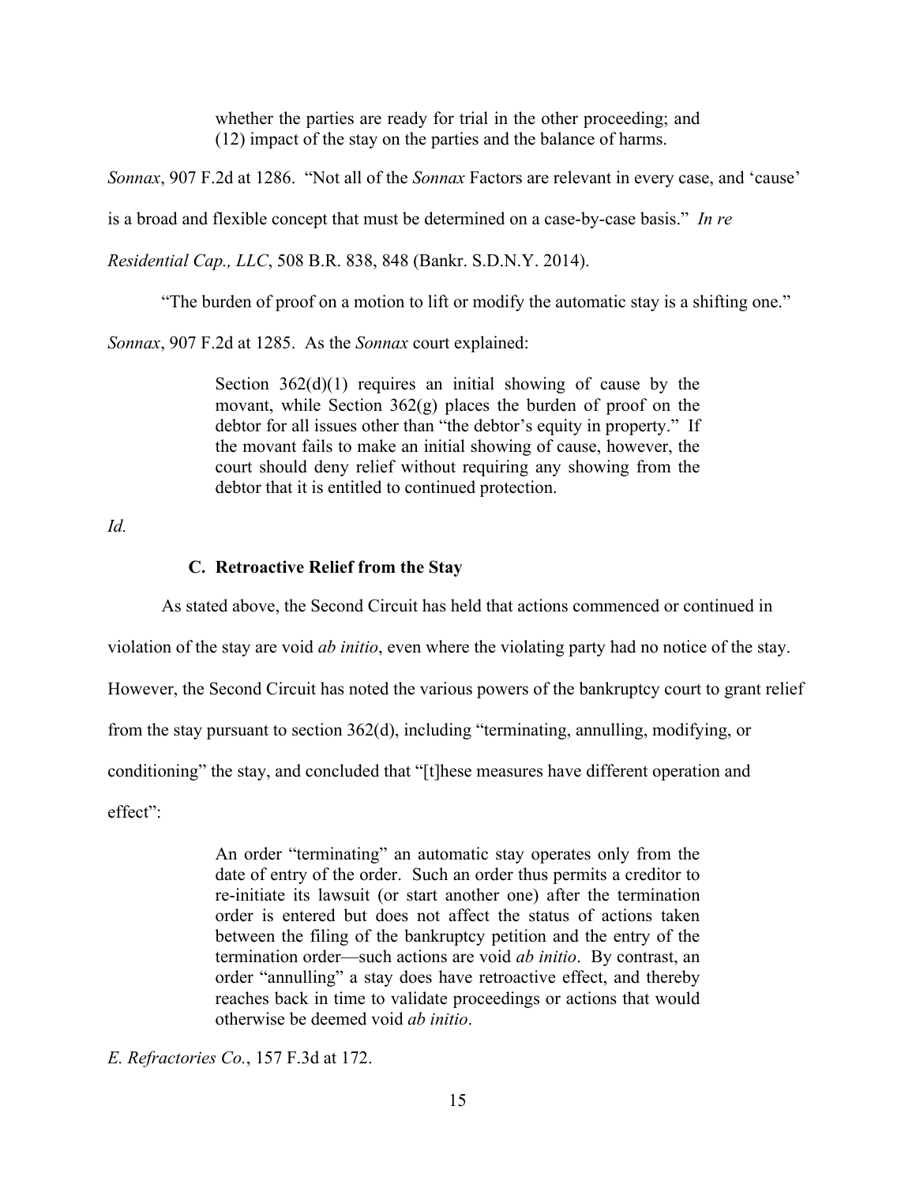> whether the parties are ready for trial in the other proceeding; and (12) impact of the stay on the parties and the balance of harms.

*Sonnax*, 907 F.2d at 1286. "Not all of the *Sonnax* Factors are relevant in every case, and 'cause' is a broad and flexible concept that must be determined on a case-by-case basis." *In re Residential Cap., LLC*, 508 B.R. 838, 848 (Bankr. S.D.N.Y. 2014).

"The burden of proof on a motion to lift or modify the automatic stay is a shifting one." *Sonnax*, 907 F.2d at 1285. As the *Sonnax* court explained:

> Section 362(d)(1) requires an initial showing of cause by the movant, while Section 362(g) places the burden of proof on the debtor for all issues other than "the debtor's equity in property." If the movant fails to make an initial showing of cause, however, the court should deny relief without requiring any showing from the debtor that it is entitled to continued protection.

*Id.*

### C. Retroactive Relief from the Stay

As stated above, the Second Circuit has held that actions commenced or continued in violation of the stay are void *ab initio*, even where the violating party had no notice of the stay. However, the Second Circuit has noted the various powers of the bankruptcy court to grant relief from the stay pursuant to section 362(d), including "terminating, annulling, modifying, or conditioning" the stay, and concluded that "[t]hese measures have different operation and effect":

> An order "terminating" an automatic stay operates only from the date of entry of the order. Such an order thus permits a creditor to re-initiate its lawsuit (or start another one) after the termination order is entered but does not affect the status of actions taken between the filing of the bankruptcy petition and the entry of the termination order—such actions are void *ab initio*. By contrast, an order "annulling" a stay does have retroactive effect, and thereby reaches back in time to validate proceedings or actions that would otherwise be deemed void *ab initio*.

*E. Refractories Co.*, 157 F.3d at 172.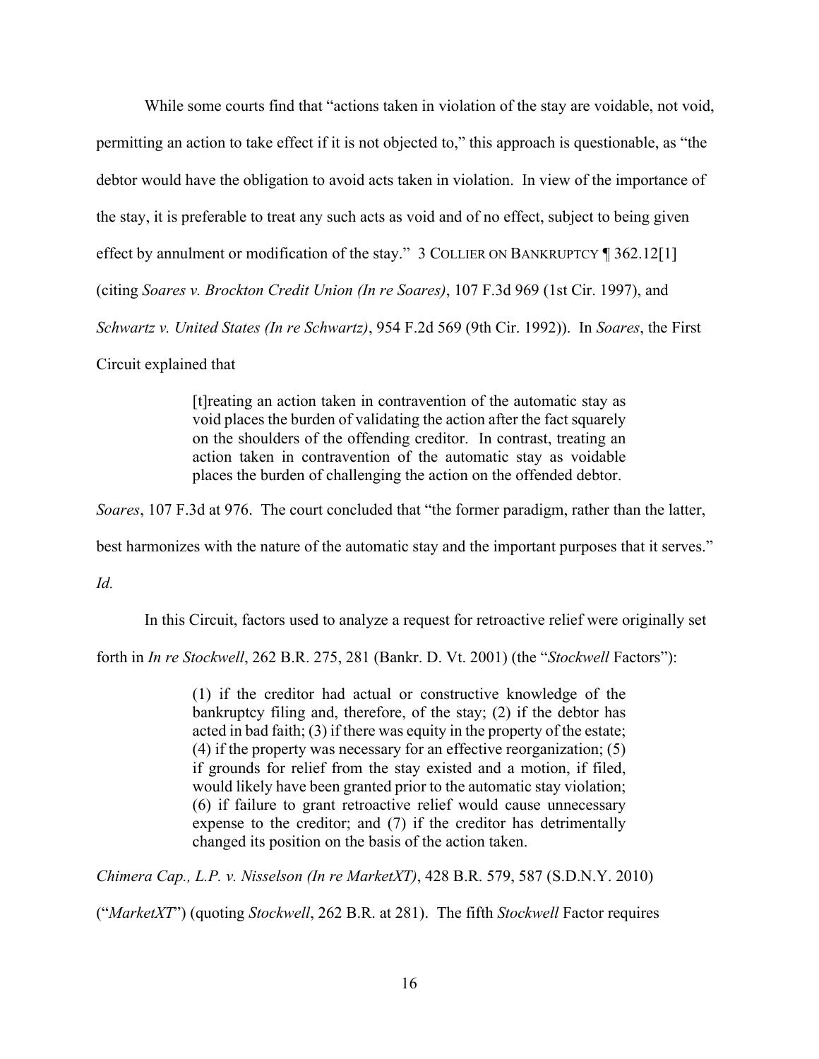While some courts find that "actions taken in violation of the stay are voidable, not void, permitting an action to take effect if it is not objected to," this approach is questionable, as "the debtor would have the obligation to avoid acts taken in violation. In view of the importance of the stay, it is preferable to treat any such acts as void and of no effect, subject to being given effect by annulment or modification of the stay." 3 COLLIER ON BANKRUPTCY ¶ 362.12[1] (citing *Soares v. Brockton Credit Union (In re Soares)*, 107 F.3d 969 (1st Cir. 1997), and *Schwartz v. United States (In re Schwartz)*, 954 F.2d 569 (9th Cir. 1992)). In *Soares*, the First Circuit explained that

> [t]reating an action taken in contravention of the automatic stay as void places the burden of validating the action after the fact squarely on the shoulders of the offending creditor. In contrast, treating an action taken in contravention of the automatic stay as voidable places the burden of challenging the action on the offended debtor.

*Soares*, 107 F.3d at 976. The court concluded that "the former paradigm, rather than the latter, best harmonizes with the nature of the automatic stay and the important purposes that it serves." *Id.*

In this Circuit, factors used to analyze a request for retroactive relief were originally set forth in *In re Stockwell*, 262 B.R. 275, 281 (Bankr. D. Vt. 2001) (the "*Stockwell* Factors"):

> (1) if the creditor had actual or constructive knowledge of the bankruptcy filing and, therefore, of the stay; (2) if the debtor has acted in bad faith; (3) if there was equity in the property of the estate; (4) if the property was necessary for an effective reorganization; (5) if grounds for relief from the stay existed and a motion, if filed, would likely have been granted prior to the automatic stay violation; (6) if failure to grant retroactive relief would cause unnecessary expense to the creditor; and (7) if the creditor has detrimentally changed its position on the basis of the action taken.

*Chimera Cap., L.P. v. Nisselson (In re MarketXT)*, 428 B.R. 579, 587 (S.D.N.Y. 2010) ("*MarketXT*") (quoting *Stockwell*, 262 B.R. at 281). The fifth *Stockwell* Factor requires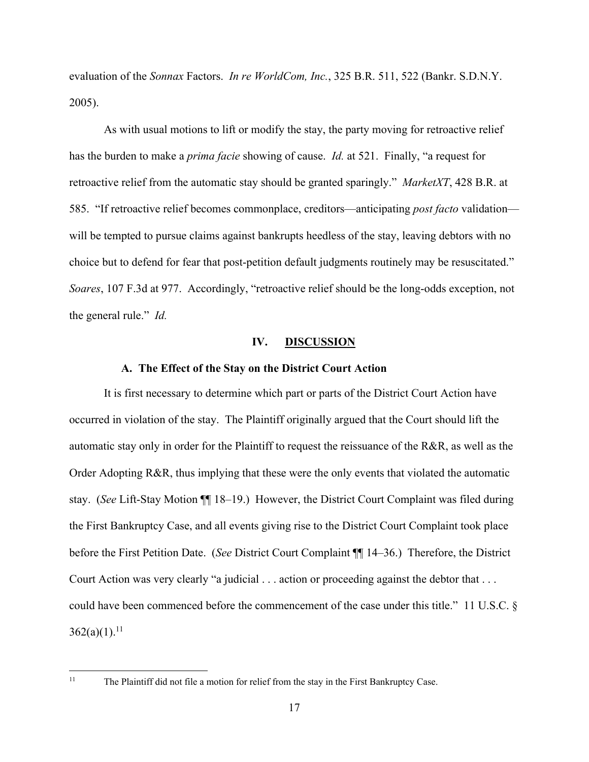evaluation of the *Sonnax* Factors. *In re WorldCom, Inc.*, 325 B.R. 511, 522 (Bankr. S.D.N.Y. 2005).

As with usual motions to lift or modify the stay, the party moving for retroactive relief has the burden to make a *prima facie* showing of cause. *Id.* at 521. Finally, "a request for retroactive relief from the automatic stay should be granted sparingly." *MarketXT*, 428 B.R. at 585. "If retroactive relief becomes commonplace, creditors—anticipating *post facto* validation—will be tempted to pursue claims against bankrupts heedless of the stay, leaving debtors with no choice but to defend for fear that post-petition default judgments routinely may be resuscitated." *Soares*, 107 F.3d at 977. Accordingly, "retroactive relief should be the long-odds exception, not the general rule." *Id.*

## IV. DISCUSSION

### A. The Effect of the Stay on the District Court Action

It is first necessary to determine which part or parts of the District Court Action have occurred in violation of the stay. The Plaintiff originally argued that the Court should lift the automatic stay only in order for the Plaintiff to request the reissuance of the R&R, as well as the Order Adopting R&R, thus implying that these were the only events that violated the automatic stay. (*See* Lift-Stay Motion ¶¶ 18–19.) However, the District Court Complaint was filed during the First Bankruptcy Case, and all events giving rise to the District Court Complaint took place before the First Petition Date. (*See* District Court Complaint ¶¶ 14–36.) Therefore, the District Court Action was very clearly "a judicial . . . action or proceeding against the debtor that . . . could have been commenced before the commencement of the case under this title." 11 U.S.C. § 362(a)(1).[11]

[11] The Plaintiff did not file a motion for relief from the stay in the First Bankruptcy Case.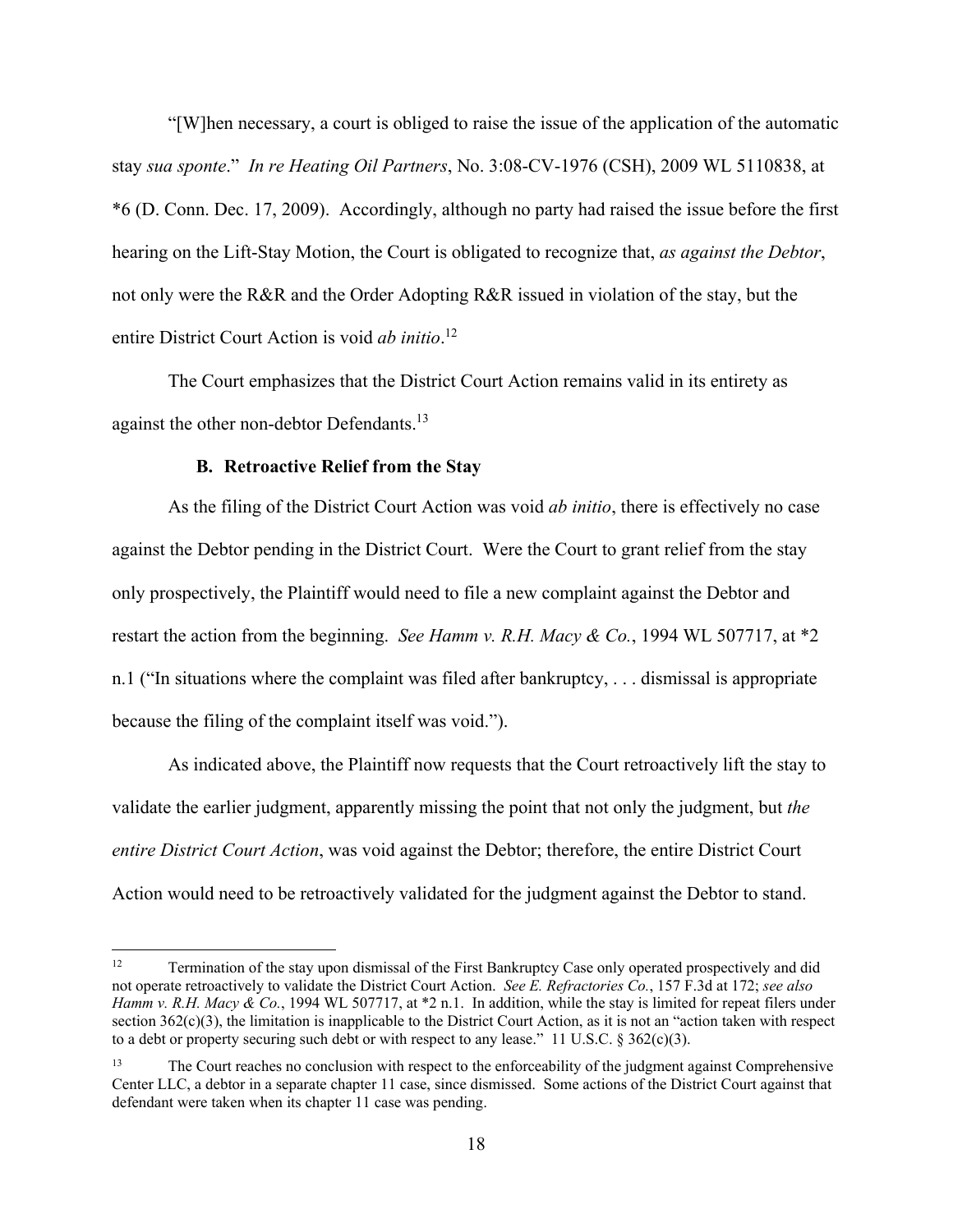"[W]hen necessary, a court is obliged to raise the issue of the application of the automatic stay *sua sponte*." *In re Heating Oil Partners*, No. 3:08-CV-1976 (CSH), 2009 WL 5110838, at *6 (D. Conn. Dec. 17, 2009). Accordingly, although no party had raised the issue before the first hearing on the Lift-Stay Motion, the Court is obligated to recognize that, *as against the Debtor*, not only were the R&R and the Order Adopting R&R issued in violation of the stay, but the entire District Court Action is void *ab initio*.[12]

The Court emphasizes that the District Court Action remains valid in its entirety as against the other non-debtor Defendants.[13]

### B. Retroactive Relief from the Stay

As the filing of the District Court Action was void *ab initio*, there is effectively no case against the Debtor pending in the District Court. Were the Court to grant relief from the stay only prospectively, the Plaintiff would need to file a new complaint against the Debtor and restart the action from the beginning. *See Hamm v. R.H. Macy & Co.*, 1994 WL 507717, at *2 n.1 ("In situations where the complaint was filed after bankruptcy, . . . dismissal is appropriate because the filing of the complaint itself was void.").

As indicated above, the Plaintiff now requests that the Court retroactively lift the stay to validate the earlier judgment, apparently missing the point that not only the judgment, but *the entire District Court Action*, was void against the Debtor; therefore, the entire District Court Action would need to be retroactively validated for the judgment against the Debtor to stand.

---

[12] Termination of the stay upon dismissal of the First Bankruptcy Case only operated prospectively and did not operate retroactively to validate the District Court Action. *See E. Refractories Co.*, 157 F.3d at 172; *see also Hamm v. R.H. Macy & Co.*, 1994 WL 507717, at *2 n.1. In addition, while the stay is limited for repeat filers under section 362(c)(3), the limitation is inapplicable to the District Court Action, as it is not an "action taken with respect to a debt or property securing such debt or with respect to any lease." 11 U.S.C. § 362(c)(3).

[13] The Court reaches no conclusion with respect to the enforceability of the judgment against Comprehensive Center LLC, a debtor in a separate chapter 11 case, since dismissed. Some actions of the District Court against that defendant were taken when its chapter 11 case was pending.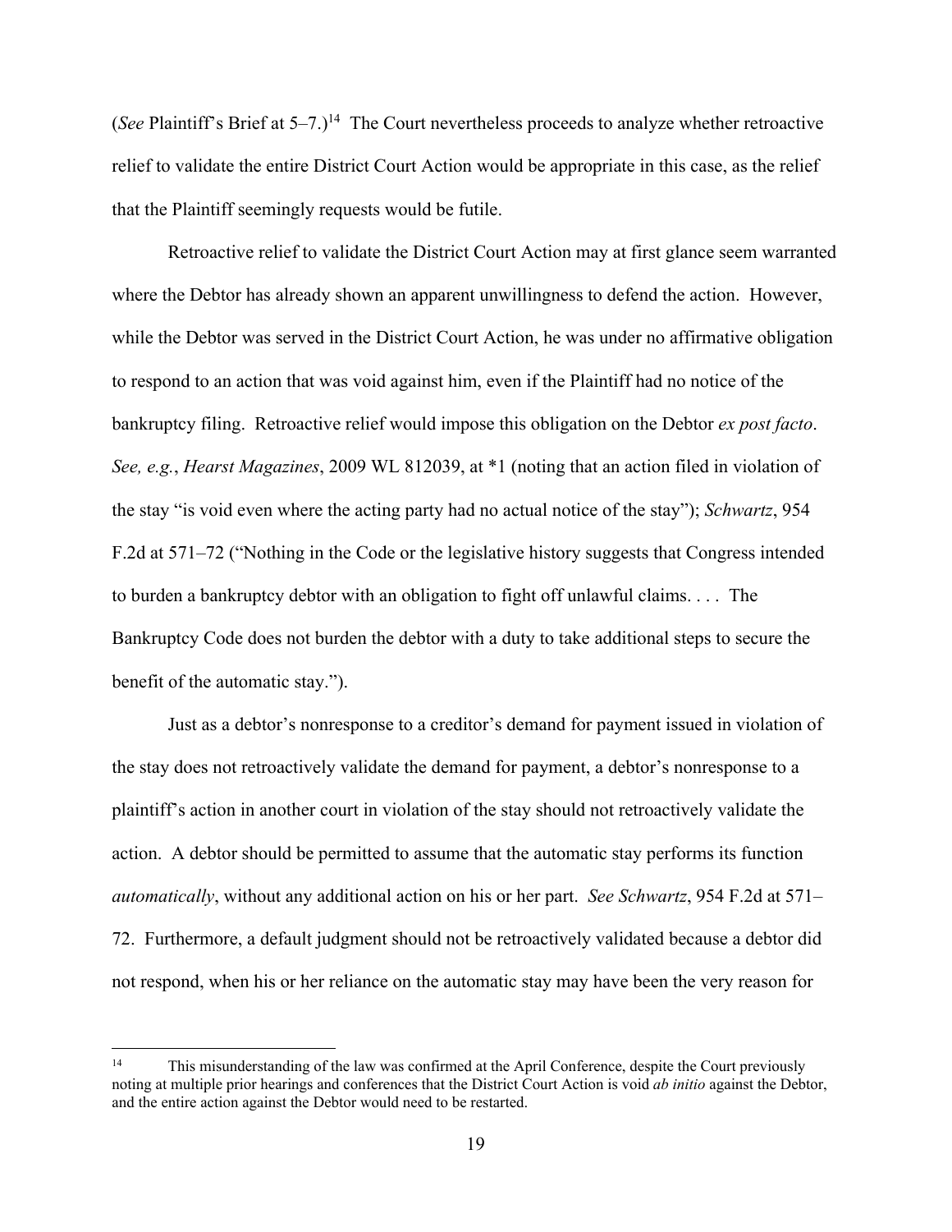(*See* Plaintiff's Brief at 5–7.)[14] The Court nevertheless proceeds to analyze whether retroactive relief to validate the entire District Court Action would be appropriate in this case, as the relief that the Plaintiff seemingly requests would be futile.

Retroactive relief to validate the District Court Action may at first glance seem warranted where the Debtor has already shown an apparent unwillingness to defend the action. However, while the Debtor was served in the District Court Action, he was under no affirmative obligation to respond to an action that was void against him, even if the Plaintiff had no notice of the bankruptcy filing. Retroactive relief would impose this obligation on the Debtor *ex post facto*. *See, e.g.*, *Hearst Magazines*, 2009 WL 812039, at *1 (noting that an action filed in violation of the stay "is void even where the acting party had no actual notice of the stay"); *Schwartz*, 954 F.2d at 571–72 ("Nothing in the Code or the legislative history suggests that Congress intended to burden a bankruptcy debtor with an obligation to fight off unlawful claims. . . . The Bankruptcy Code does not burden the debtor with a duty to take additional steps to secure the benefit of the automatic stay.").

Just as a debtor's nonresponse to a creditor's demand for payment issued in violation of the stay does not retroactively validate the demand for payment, a debtor's nonresponse to a plaintiff's action in another court in violation of the stay should not retroactively validate the action. A debtor should be permitted to assume that the automatic stay performs its function *automatically*, without any additional action on his or her part. *See Schwartz*, 954 F.2d at 571–72. Furthermore, a default judgment should not be retroactively validated because a debtor did not respond, when his or her reliance on the automatic stay may have been the very reason for

[14] This misunderstanding of the law was confirmed at the April Conference, despite the Court previously noting at multiple prior hearings and conferences that the District Court Action is void *ab initio* against the Debtor, and the entire action against the Debtor would need to be restarted.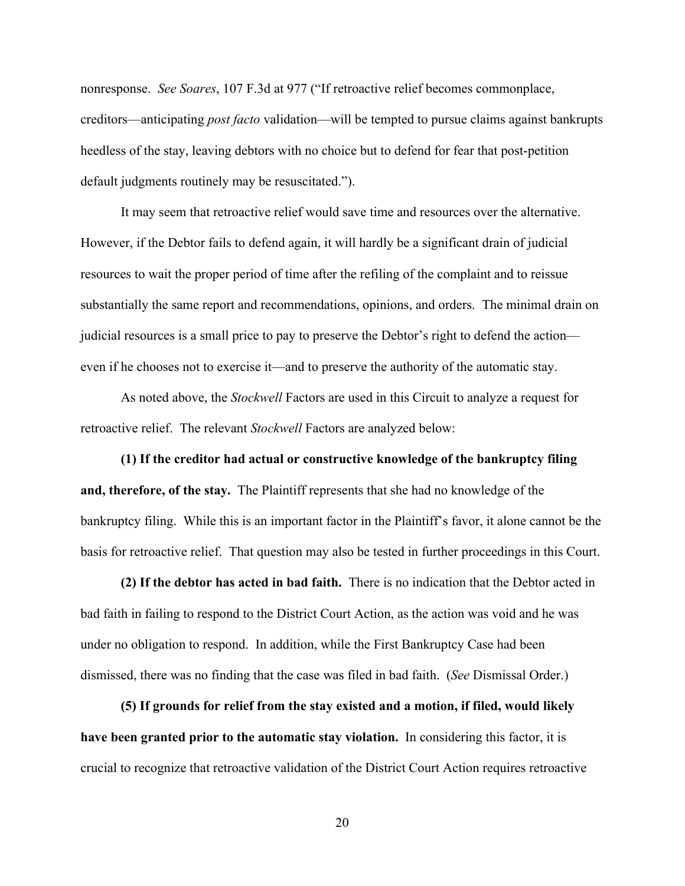nonresponse. *See Soares*, 107 F.3d at 977 ("If retroactive relief becomes commonplace, creditors—anticipating *post facto* validation—will be tempted to pursue claims against bankrupts heedless of the stay, leaving debtors with no choice but to defend for fear that post-petition default judgments routinely may be resuscitated.").

It may seem that retroactive relief would save time and resources over the alternative. However, if the Debtor fails to defend again, it will hardly be a significant drain of judicial resources to wait the proper period of time after the refiling of the complaint and to reissue substantially the same report and recommendations, opinions, and orders. The minimal drain on judicial resources is a small price to pay to preserve the Debtor's right to defend the action—even if he chooses not to exercise it—and to preserve the authority of the automatic stay.

As noted above, the *Stockwell* Factors are used in this Circuit to analyze a request for retroactive relief. The relevant *Stockwell* Factors are analyzed below:

**(1) If the creditor had actual or constructive knowledge of the bankruptcy filing and, therefore, of the stay.** The Plaintiff represents that she had no knowledge of the bankruptcy filing. While this is an important factor in the Plaintiff's favor, it alone cannot be the basis for retroactive relief. That question may also be tested in further proceedings in this Court.

**(2) If the debtor has acted in bad faith.** There is no indication that the Debtor acted in bad faith in failing to respond to the District Court Action, as the action was void and he was under no obligation to respond. In addition, while the First Bankruptcy Case had been dismissed, there was no finding that the case was filed in bad faith. (*See* Dismissal Order.)

**(5) If grounds for relief from the stay existed and a motion, if filed, would likely have been granted prior to the automatic stay violation.** In considering this factor, it is crucial to recognize that retroactive validation of the District Court Action requires retroactive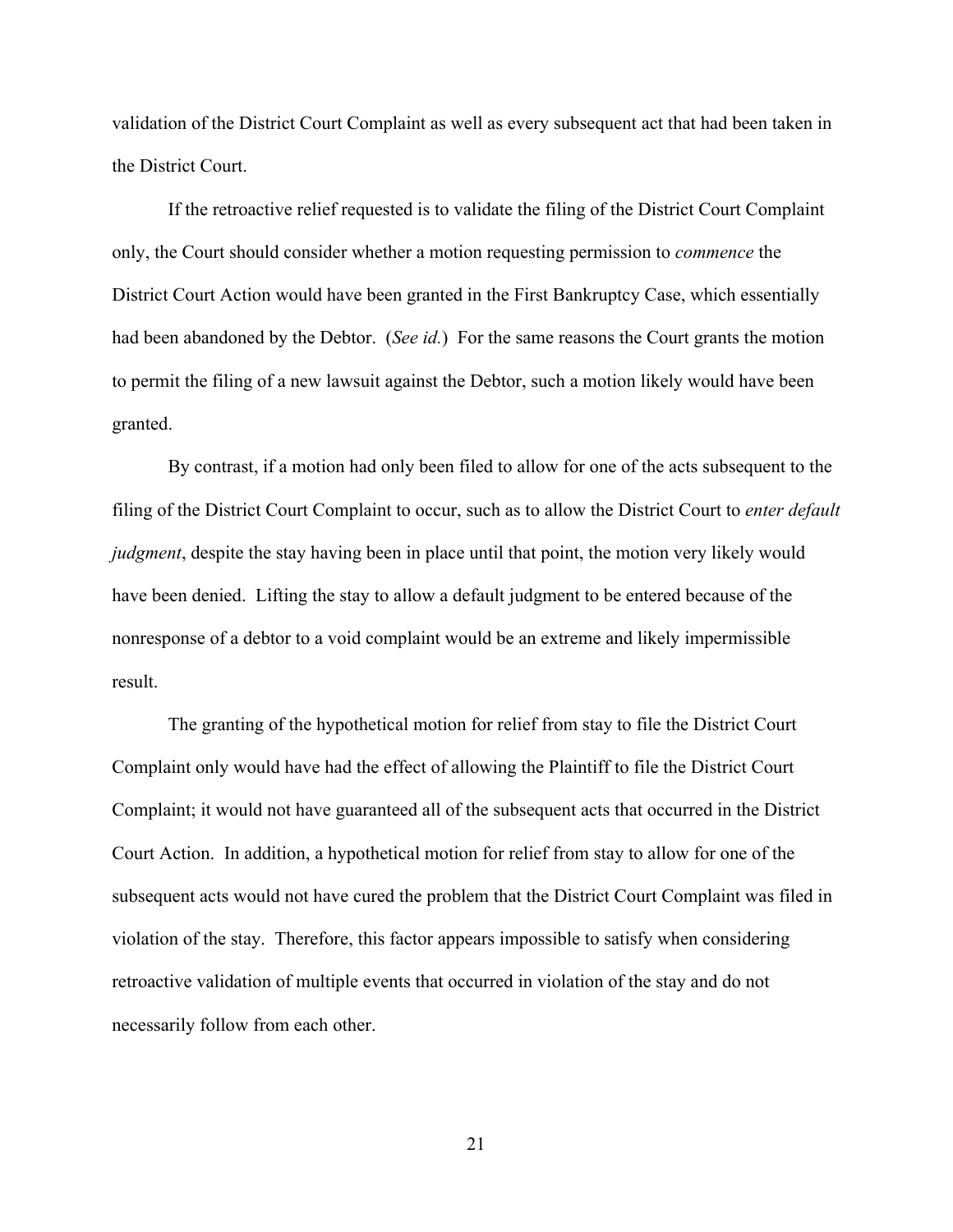validation of the District Court Complaint as well as every subsequent act that had been taken in the District Court.

If the retroactive relief requested is to validate the filing of the District Court Complaint only, the Court should consider whether a motion requesting permission to *commence* the District Court Action would have been granted in the First Bankruptcy Case, which essentially had been abandoned by the Debtor. (*See id.*) For the same reasons the Court grants the motion to permit the filing of a new lawsuit against the Debtor, such a motion likely would have been granted.

By contrast, if a motion had only been filed to allow for one of the acts subsequent to the filing of the District Court Complaint to occur, such as to allow the District Court to *enter default judgment*, despite the stay having been in place until that point, the motion very likely would have been denied. Lifting the stay to allow a default judgment to be entered because of the nonresponse of a debtor to a void complaint would be an extreme and likely impermissible result.

The granting of the hypothetical motion for relief from stay to file the District Court Complaint only would have had the effect of allowing the Plaintiff to file the District Court Complaint; it would not have guaranteed all of the subsequent acts that occurred in the District Court Action. In addition, a hypothetical motion for relief from stay to allow for one of the subsequent acts would not have cured the problem that the District Court Complaint was filed in violation of the stay. Therefore, this factor appears impossible to satisfy when considering retroactive validation of multiple events that occurred in violation of the stay and do not necessarily follow from each other.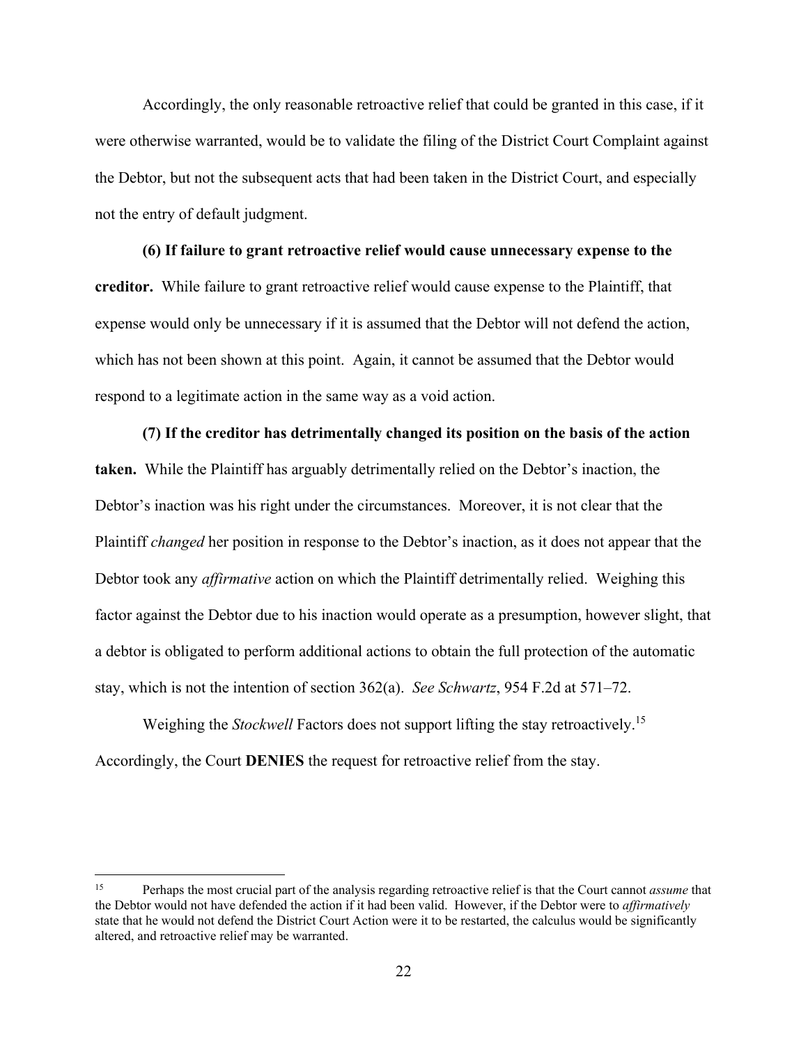Accordingly, the only reasonable retroactive relief that could be granted in this case, if it were otherwise warranted, would be to validate the filing of the District Court Complaint against the Debtor, but not the subsequent acts that had been taken in the District Court, and especially not the entry of default judgment.

**(6) If failure to grant retroactive relief would cause unnecessary expense to the creditor.** While failure to grant retroactive relief would cause expense to the Plaintiff, that expense would only be unnecessary if it is assumed that the Debtor will not defend the action, which has not been shown at this point. Again, it cannot be assumed that the Debtor would respond to a legitimate action in the same way as a void action.

**(7) If the creditor has detrimentally changed its position on the basis of the action taken.** While the Plaintiff has arguably detrimentally relied on the Debtor's inaction, the Debtor's inaction was his right under the circumstances. Moreover, it is not clear that the Plaintiff *changed* her position in response to the Debtor's inaction, as it does not appear that the Debtor took any *affirmative* action on which the Plaintiff detrimentally relied. Weighing this factor against the Debtor due to his inaction would operate as a presumption, however slight, that a debtor is obligated to perform additional actions to obtain the full protection of the automatic stay, which is not the intention of section 362(a). *See Schwartz*, 954 F.2d at 571–72.

Weighing the *Stockwell* Factors does not support lifting the stay retroactively.[15] Accordingly, the Court **DENIES** the request for retroactive relief from the stay.

---

[15] Perhaps the most crucial part of the analysis regarding retroactive relief is that the Court cannot *assume* that the Debtor would not have defended the action if it had been valid. However, if the Debtor were to *affirmatively* state that he would not defend the District Court Action were it to be restarted, the calculus would be significantly altered, and retroactive relief may be warranted.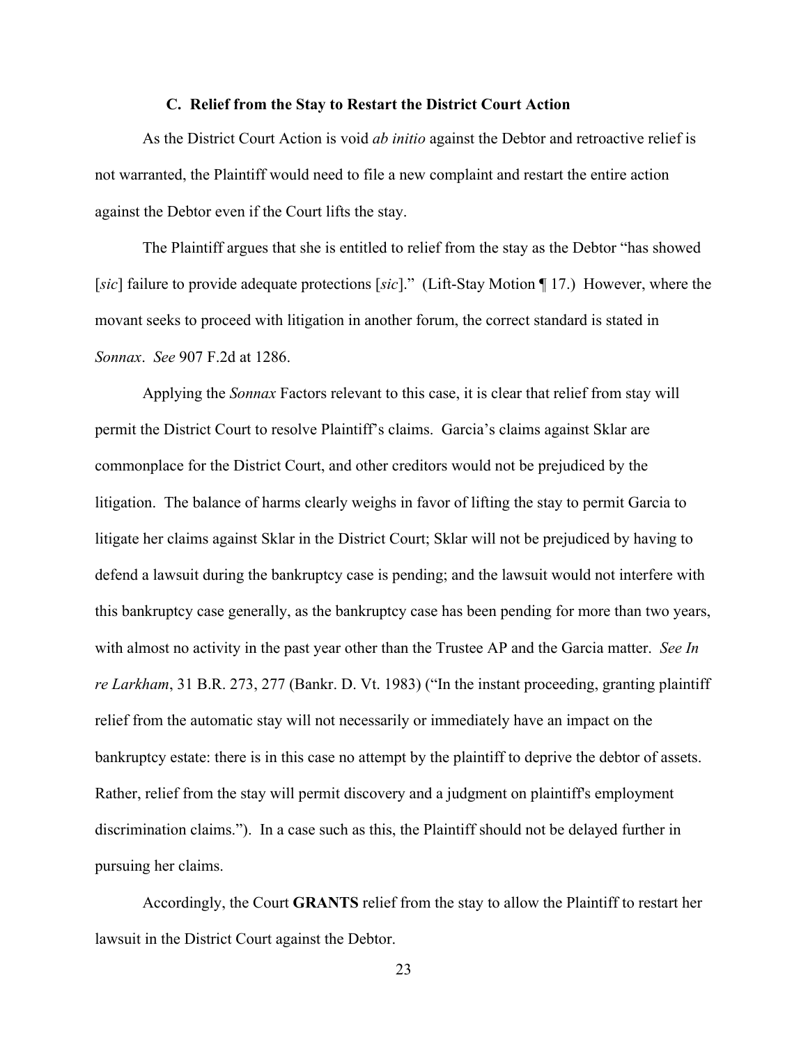### C. Relief from the Stay to Restart the District Court Action

As the District Court Action is void *ab initio* against the Debtor and retroactive relief is not warranted, the Plaintiff would need to file a new complaint and restart the entire action against the Debtor even if the Court lifts the stay.

The Plaintiff argues that she is entitled to relief from the stay as the Debtor "has showed [*sic*] failure to provide adequate protections [*sic*]." (Lift-Stay Motion ¶ 17.) However, where the movant seeks to proceed with litigation in another forum, the correct standard is stated in *Sonnax*. *See* 907 F.2d at 1286.

Applying the *Sonnax* Factors relevant to this case, it is clear that relief from stay will permit the District Court to resolve Plaintiff's claims. Garcia's claims against Sklar are commonplace for the District Court, and other creditors would not be prejudiced by the litigation. The balance of harms clearly weighs in favor of lifting the stay to permit Garcia to litigate her claims against Sklar in the District Court; Sklar will not be prejudiced by having to defend a lawsuit during the bankruptcy case is pending; and the lawsuit would not interfere with this bankruptcy case generally, as the bankruptcy case has been pending for more than two years, with almost no activity in the past year other than the Trustee AP and the Garcia matter. *See In re Larkham*, 31 B.R. 273, 277 (Bankr. D. Vt. 1983) ("In the instant proceeding, granting plaintiff relief from the automatic stay will not necessarily or immediately have an impact on the bankruptcy estate: there is in this case no attempt by the plaintiff to deprive the debtor of assets. Rather, relief from the stay will permit discovery and a judgment on plaintiff's employment discrimination claims."). In a case such as this, the Plaintiff should not be delayed further in pursuing her claims.

Accordingly, the Court **GRANTS** relief from the stay to allow the Plaintiff to restart her lawsuit in the District Court against the Debtor.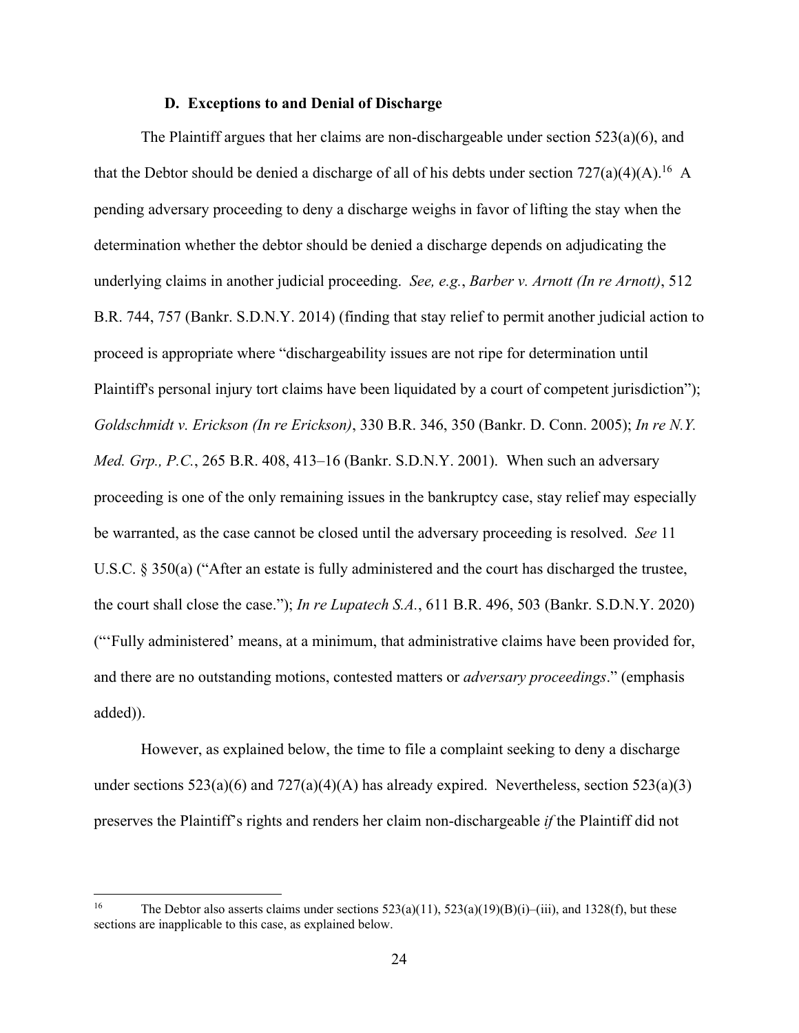### D. Exceptions to and Denial of Discharge

The Plaintiff argues that her claims are non-dischargeable under section 523(a)(6), and that the Debtor should be denied a discharge of all of his debts under section 727(a)(4)(A).[16] A pending adversary proceeding to deny a discharge weighs in favor of lifting the stay when the determination whether the debtor should be denied a discharge depends on adjudicating the underlying claims in another judicial proceeding. *See, e.g.*, *Barber v. Arnott (In re Arnott)*, 512 B.R. 744, 757 (Bankr. S.D.N.Y. 2014) (finding that stay relief to permit another judicial action to proceed is appropriate where "dischargeability issues are not ripe for determination until Plaintiff's personal injury tort claims have been liquidated by a court of competent jurisdiction"); *Goldschmidt v. Erickson (In re Erickson)*, 330 B.R. 346, 350 (Bankr. D. Conn. 2005); *In re N.Y. Med. Grp., P.C.*, 265 B.R. 408, 413–16 (Bankr. S.D.N.Y. 2001). When such an adversary proceeding is one of the only remaining issues in the bankruptcy case, stay relief may especially be warranted, as the case cannot be closed until the adversary proceeding is resolved. *See* 11 U.S.C. § 350(a) ("After an estate is fully administered and the court has discharged the trustee, the court shall close the case."); *In re Lupatech S.A.*, 611 B.R. 496, 503 (Bankr. S.D.N.Y. 2020) ("'Fully administered' means, at a minimum, that administrative claims have been provided for, and there are no outstanding motions, contested matters or *adversary proceedings*." (emphasis added)).

However, as explained below, the time to file a complaint seeking to deny a discharge under sections 523(a)(6) and 727(a)(4)(A) has already expired. Nevertheless, section 523(a)(3) preserves the Plaintiff's rights and renders her claim non-dischargeable *if* the Plaintiff did not

[16] The Debtor also asserts claims under sections 523(a)(11), 523(a)(19)(B)(i)–(iii), and 1328(f), but these sections are inapplicable to this case, as explained below.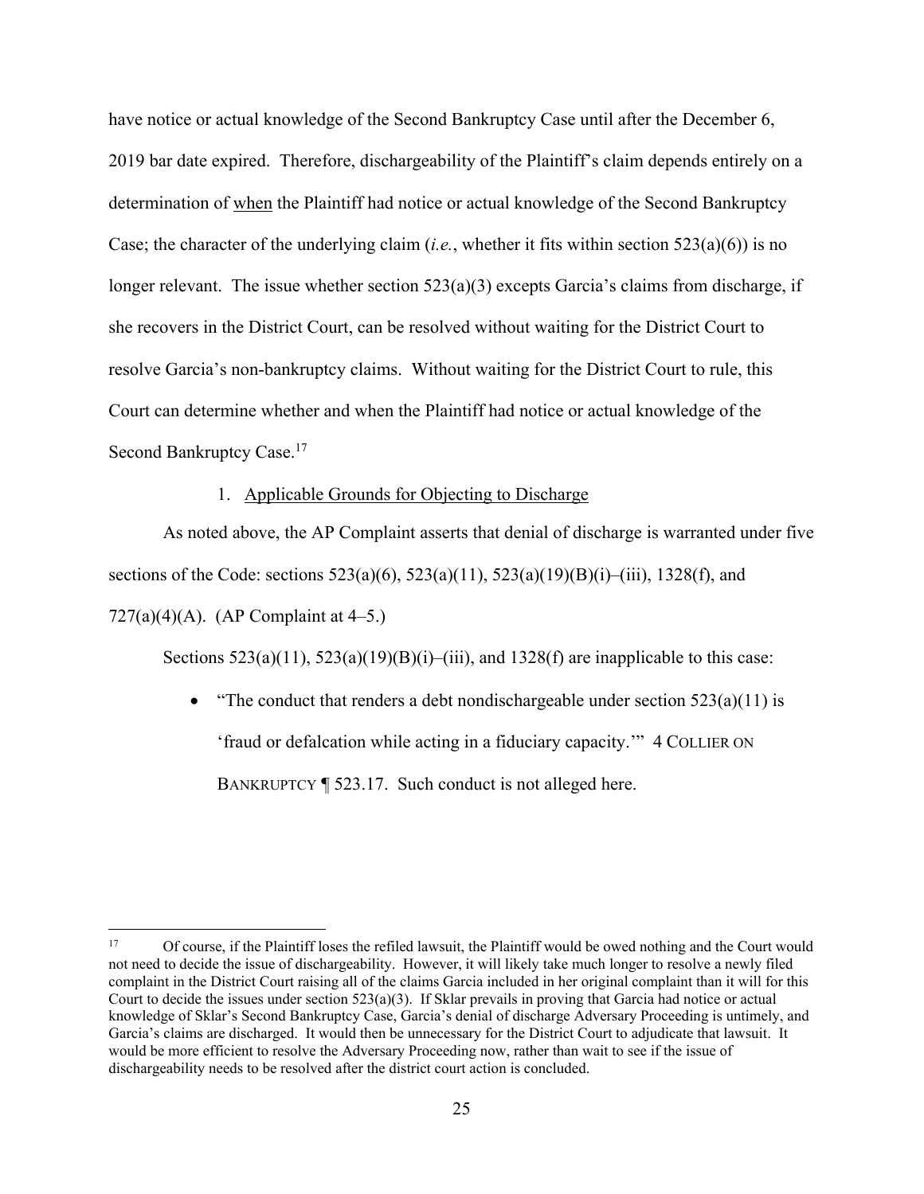have notice or actual knowledge of the Second Bankruptcy Case until after the December 6, 2019 bar date expired. Therefore, dischargeability of the Plaintiff's claim depends entirely on a determination of <u>when</u> the Plaintiff had notice or actual knowledge of the Second Bankruptcy Case; the character of the underlying claim (*i.e.*, whether it fits within section 523(a)(6)) is no longer relevant. The issue whether section 523(a)(3) excepts Garcia's claims from discharge, if she recovers in the District Court, can be resolved without waiting for the District Court to resolve Garcia's non-bankruptcy claims. Without waiting for the District Court to rule, this Court can determine whether and when the Plaintiff had notice or actual knowledge of the Second Bankruptcy Case.[17]

1. <u>Applicable Grounds for Objecting to Discharge</u>

As noted above, the AP Complaint asserts that denial of discharge is warranted under five sections of the Code: sections 523(a)(6), 523(a)(11), 523(a)(19)(B)(i)–(iii), 1328(f), and 727(a)(4)(A). (AP Complaint at 4–5.)

Sections 523(a)(11), 523(a)(19)(B)(i)–(iii), and 1328(f) are inapplicable to this case:

- "The conduct that renders a debt nondischargeable under section 523(a)(11) is 'fraud or defalcation while acting in a fiduciary capacity.'" 4 COLLIER ON BANKRUPTCY ¶ 523.17. Such conduct is not alleged here.

---

[17] Of course, if the Plaintiff loses the refiled lawsuit, the Plaintiff would be owed nothing and the Court would not need to decide the issue of dischargeability. However, it will likely take much longer to resolve a newly filed complaint in the District Court raising all of the claims Garcia included in her original complaint than it will for this Court to decide the issues under section 523(a)(3). If Sklar prevails in proving that Garcia had notice or actual knowledge of Sklar's Second Bankruptcy Case, Garcia's denial of discharge Adversary Proceeding is untimely, and Garcia's claims are discharged. It would then be unnecessary for the District Court to adjudicate that lawsuit. It would be more efficient to resolve the Adversary Proceeding now, rather than wait to see if the issue of dischargeability needs to be resolved after the district court action is concluded.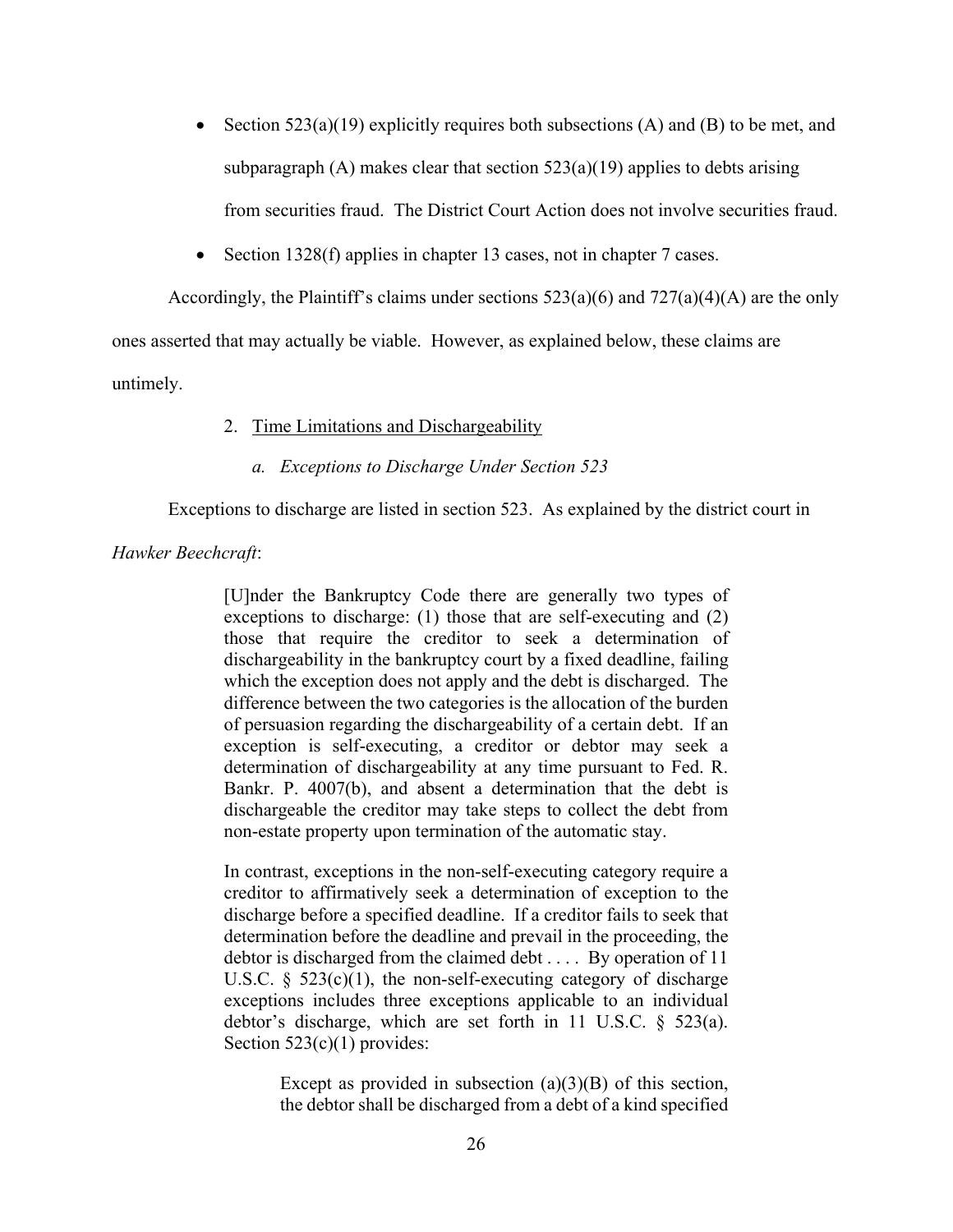- Section 523(a)(19) explicitly requires both subsections (A) and (B) to be met, and subparagraph (A) makes clear that section 523(a)(19) applies to debts arising from securities fraud. The District Court Action does not involve securities fraud.
- Section 1328(f) applies in chapter 13 cases, not in chapter 7 cases.

Accordingly, the Plaintiff's claims under sections 523(a)(6) and 727(a)(4)(A) are the only ones asserted that may actually be viable. However, as explained below, these claims are untimely.

2. <u>Time Limitations and Dischargeability</u>

*a. Exceptions to Discharge Under Section 523*

Exceptions to discharge are listed in section 523. As explained by the district court in *Hawker Beechcraft*:

> [U]nder the Bankruptcy Code there are generally two types of exceptions to discharge: (1) those that are self-executing and (2) those that require the creditor to seek a determination of dischargeability in the bankruptcy court by a fixed deadline, failing which the exception does not apply and the debt is discharged. The difference between the two categories is the allocation of the burden of persuasion regarding the dischargeability of a certain debt. If an exception is self-executing, a creditor or debtor may seek a determination of dischargeability at any time pursuant to Fed. R. Bankr. P. 4007(b), and absent a determination that the debt is dischargeable the creditor may take steps to collect the debt from non-estate property upon termination of the automatic stay.
>
> In contrast, exceptions in the non-self-executing category require a creditor to affirmatively seek a determination of exception to the discharge before a specified deadline. If a creditor fails to seek that determination before the deadline and prevail in the proceeding, the debtor is discharged from the claimed debt . . . . By operation of 11 U.S.C. § 523(c)(1), the non-self-executing category of discharge exceptions includes three exceptions applicable to an individual debtor's discharge, which are set forth in 11 U.S.C. § 523(a). Section 523(c)(1) provides:
>
> > Except as provided in subsection (a)(3)(B) of this section, the debtor shall be discharged from a debt of a kind specified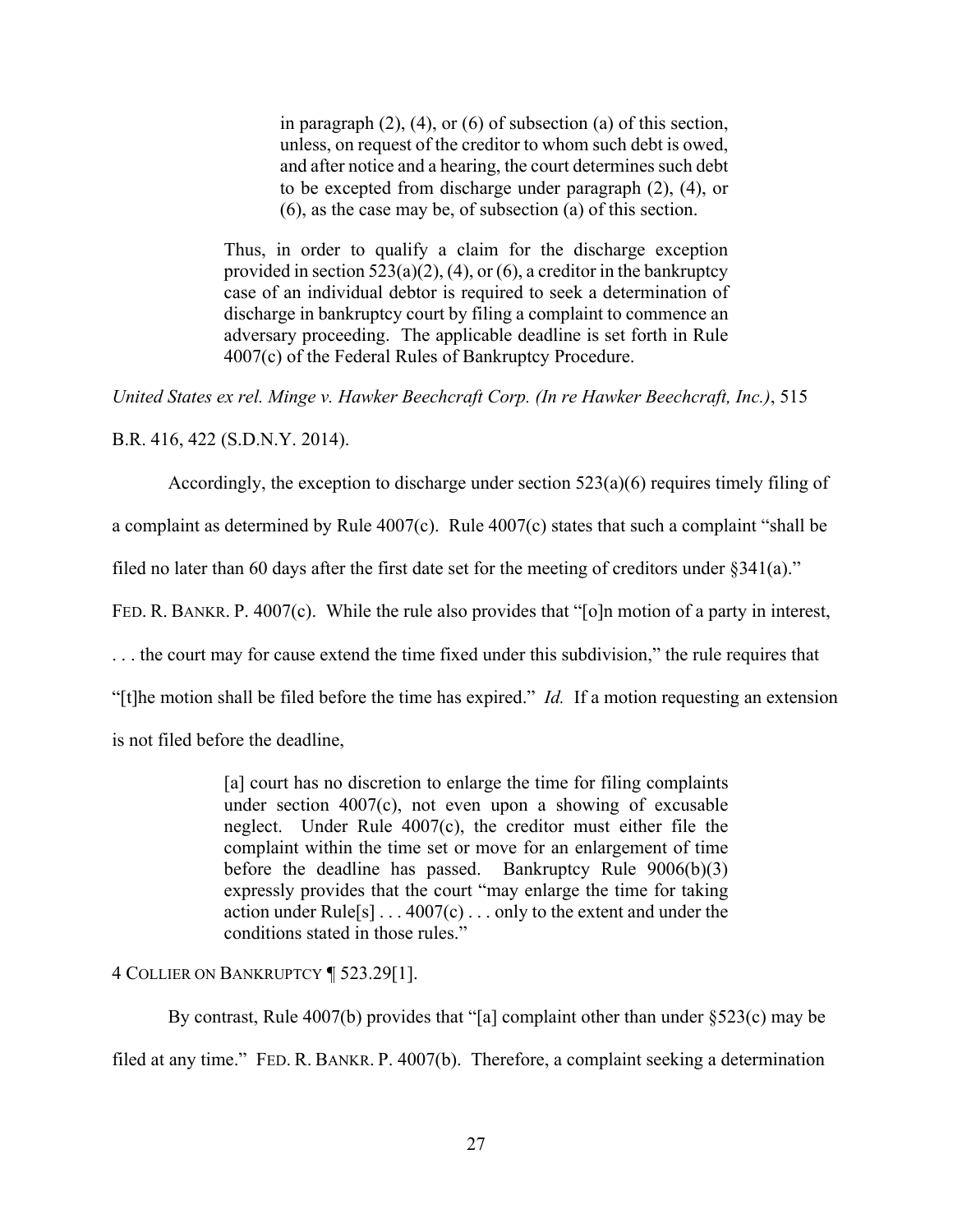> in paragraph (2), (4), or (6) of subsection (a) of this section, unless, on request of the creditor to whom such debt is owed, and after notice and a hearing, the court determines such debt to be excepted from discharge under paragraph (2), (4), or (6), as the case may be, of subsection (a) of this section.
>
> Thus, in order to qualify a claim for the discharge exception provided in section 523(a)(2), (4), or (6), a creditor in the bankruptcy case of an individual debtor is required to seek a determination of discharge in bankruptcy court by filing a complaint to commence an adversary proceeding. The applicable deadline is set forth in Rule 4007(c) of the Federal Rules of Bankruptcy Procedure.

*United States ex rel. Minge v. Hawker Beechcraft Corp. (In re Hawker Beechcraft, Inc.)*, 515 B.R. 416, 422 (S.D.N.Y. 2014).

Accordingly, the exception to discharge under section 523(a)(6) requires timely filing of a complaint as determined by Rule 4007(c). Rule 4007(c) states that such a complaint "shall be filed no later than 60 days after the first date set for the meeting of creditors under §341(a)." FED. R. BANKR. P. 4007(c). While the rule also provides that "[o]n motion of a party in interest, . . . the court may for cause extend the time fixed under this subdivision," the rule requires that "[t]he motion shall be filed before the time has expired." *Id.* If a motion requesting an extension is not filed before the deadline,

> [a] court has no discretion to enlarge the time for filing complaints under section 4007(c), not even upon a showing of excusable neglect. Under Rule 4007(c), the creditor must either file the complaint within the time set or move for an enlargement of time before the deadline has passed. Bankruptcy Rule 9006(b)(3) expressly provides that the court "may enlarge the time for taking action under Rule[s] . . . 4007(c) . . . only to the extent and under the conditions stated in those rules."

4 COLLIER ON BANKRUPTCY ¶ 523.29[1].

By contrast, Rule 4007(b) provides that "[a] complaint other than under §523(c) may be filed at any time." FED. R. BANKR. P. 4007(b). Therefore, a complaint seeking a determination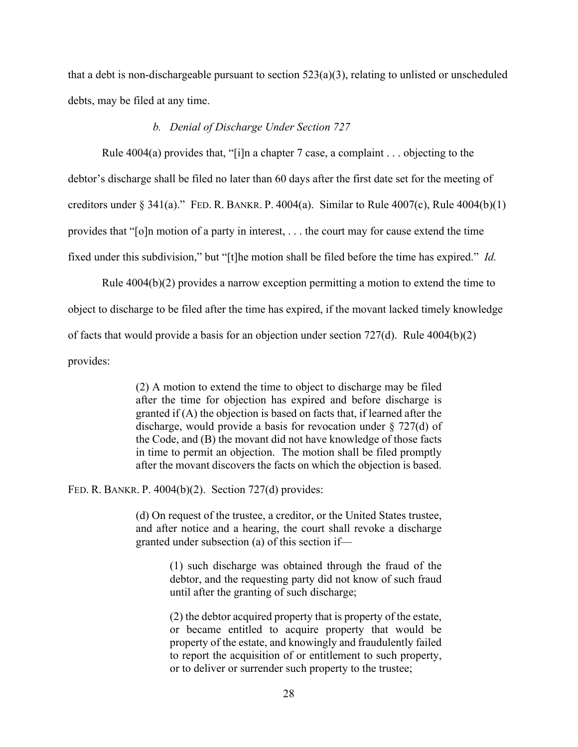that a debt is non-dischargeable pursuant to section 523(a)(3), relating to unlisted or unscheduled debts, may be filed at any time.

### *b. Denial of Discharge Under Section 727*

Rule 4004(a) provides that, "[i]n a chapter 7 case, a complaint . . . objecting to the debtor's discharge shall be filed no later than 60 days after the first date set for the meeting of creditors under § 341(a)." FED. R. BANKR. P. 4004(a). Similar to Rule 4007(c), Rule 4004(b)(1) provides that "[o]n motion of a party in interest, . . . the court may for cause extend the time fixed under this subdivision," but "[t]he motion shall be filed before the time has expired." *Id.*

Rule 4004(b)(2) provides a narrow exception permitting a motion to extend the time to object to discharge to be filed after the time has expired, if the movant lacked timely knowledge of facts that would provide a basis for an objection under section 727(d). Rule 4004(b)(2) provides:

> (2) A motion to extend the time to object to discharge may be filed after the time for objection has expired and before discharge is granted if (A) the objection is based on facts that, if learned after the discharge, would provide a basis for revocation under § 727(d) of the Code, and (B) the movant did not have knowledge of those facts in time to permit an objection. The motion shall be filed promptly after the movant discovers the facts on which the objection is based.

FED. R. BANKR. P. 4004(b)(2). Section 727(d) provides:

> (d) On request of the trustee, a creditor, or the United States trustee, and after notice and a hearing, the court shall revoke a discharge granted under subsection (a) of this section if—
>
> > (1) such discharge was obtained through the fraud of the debtor, and the requesting party did not know of such fraud until after the granting of such discharge;
> >
> > (2) the debtor acquired property that is property of the estate, or became entitled to acquire property that would be property of the estate, and knowingly and fraudulently failed to report the acquisition of or entitlement to such property, or to deliver or surrender such property to the trustee;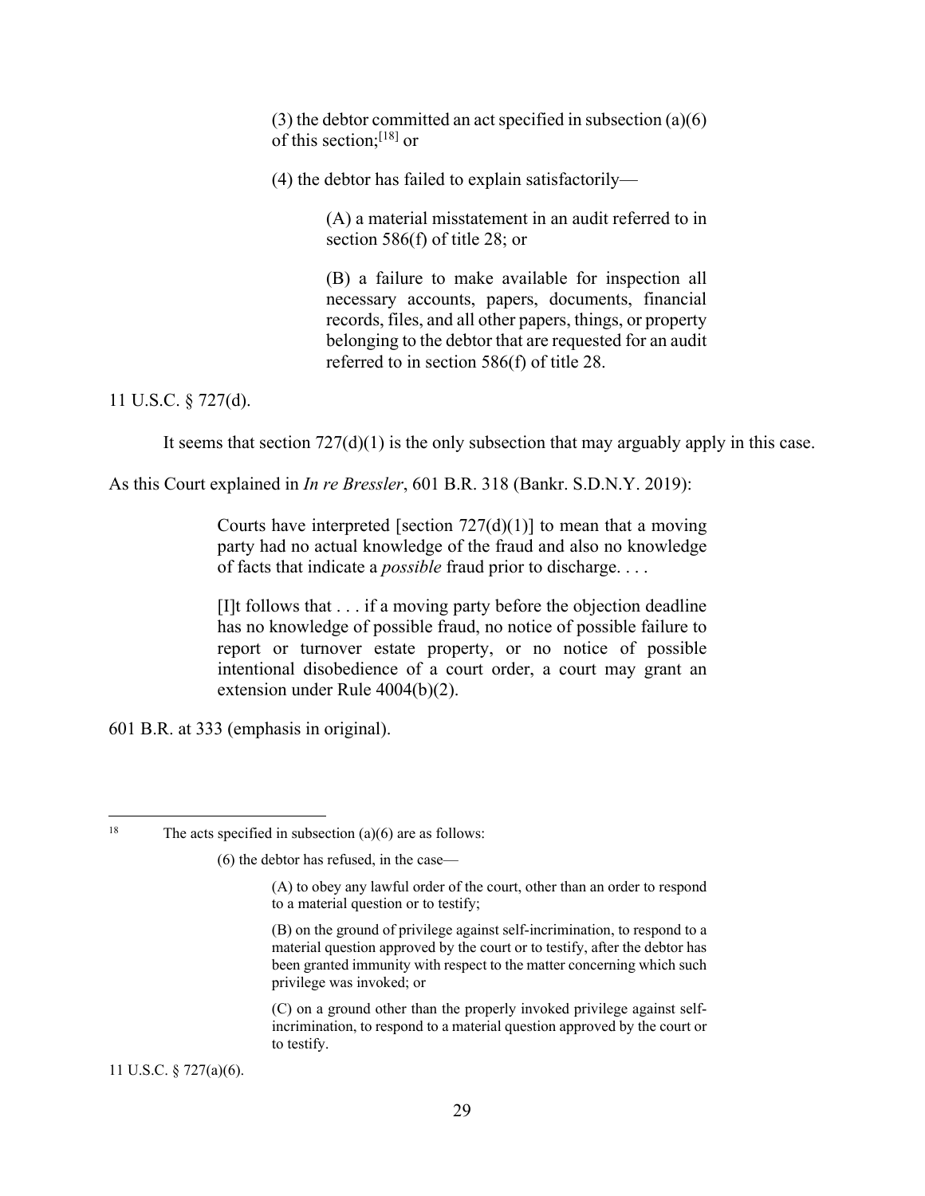> (3) the debtor committed an act specified in subsection (a)(6) of this section;[18] or
>
> (4) the debtor has failed to explain satisfactorily—
>
>> (A) a material misstatement in an audit referred to in section 586(f) of title 28; or
>>
>> (B) a failure to make available for inspection all necessary accounts, papers, documents, financial records, files, and all other papers, things, or property belonging to the debtor that are requested for an audit referred to in section 586(f) of title 28.

11 U.S.C. § 727(d).

It seems that section 727(d)(1) is the only subsection that may arguably apply in this case. As this Court explained in *In re Bressler*, 601 B.R. 318 (Bankr. S.D.N.Y. 2019):

> Courts have interpreted [section 727(d)(1)] to mean that a moving party had no actual knowledge of the fraud and also no knowledge of facts that indicate a *possible* fraud prior to discharge. . . .
>
> [I]t follows that . . . if a moving party before the objection deadline has no knowledge of possible fraud, no notice of possible failure to report or turnover estate property, or no notice of possible intentional disobedience of a court order, a court may grant an extension under Rule 4004(b)(2).

601 B.R. at 333 (emphasis in original).

---

[18] The acts specified in subsection (a)(6) are as follows:

> (6) the debtor has refused, in the case—
>
>> (A) to obey any lawful order of the court, other than an order to respond to a material question or to testify;
>>
>> (B) on the ground of privilege against self-incrimination, to respond to a material question approved by the court or to testify, after the debtor has been granted immunity with respect to the matter concerning which such privilege was invoked; or
>>
>> (C) on a ground other than the properly invoked privilege against self-incrimination, to respond to a material question approved by the court or to testify.

11 U.S.C. § 727(a)(6).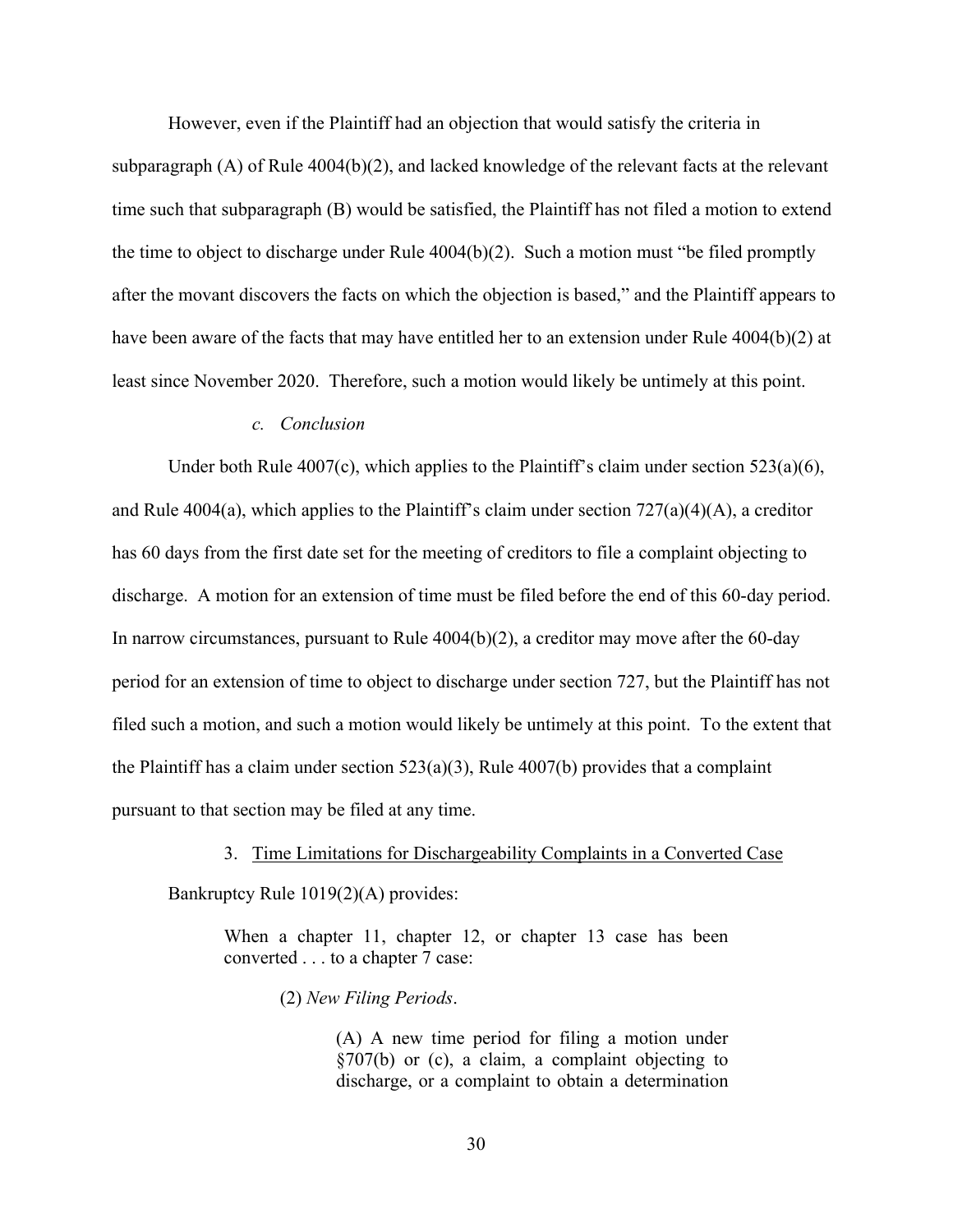However, even if the Plaintiff had an objection that would satisfy the criteria in subparagraph (A) of Rule 4004(b)(2), and lacked knowledge of the relevant facts at the relevant time such that subparagraph (B) would be satisfied, the Plaintiff has not filed a motion to extend the time to object to discharge under Rule 4004(b)(2). Such a motion must "be filed promptly after the movant discovers the facts on which the objection is based," and the Plaintiff appears to have been aware of the facts that may have entitled her to an extension under Rule 4004(b)(2) at least since November 2020. Therefore, such a motion would likely be untimely at this point.

*c. Conclusion*

Under both Rule 4007(c), which applies to the Plaintiff's claim under section 523(a)(6), and Rule 4004(a), which applies to the Plaintiff's claim under section 727(a)(4)(A), a creditor has 60 days from the first date set for the meeting of creditors to file a complaint objecting to discharge. A motion for an extension of time must be filed before the end of this 60-day period. In narrow circumstances, pursuant to Rule 4004(b)(2), a creditor may move after the 60-day period for an extension of time to object to discharge under section 727, but the Plaintiff has not filed such a motion, and such a motion would likely be untimely at this point. To the extent that the Plaintiff has a claim under section 523(a)(3), Rule 4007(b) provides that a complaint pursuant to that section may be filed at any time.

3. Time Limitations for Dischargeability Complaints in a Converted Case

Bankruptcy Rule 1019(2)(A) provides:

> When a chapter 11, chapter 12, or chapter 13 case has been converted . . . to a chapter 7 case:
>
> (2) *New Filing Periods*.
>
> (A) A new time period for filing a motion under §707(b) or (c), a claim, a complaint objecting to discharge, or a complaint to obtain a determination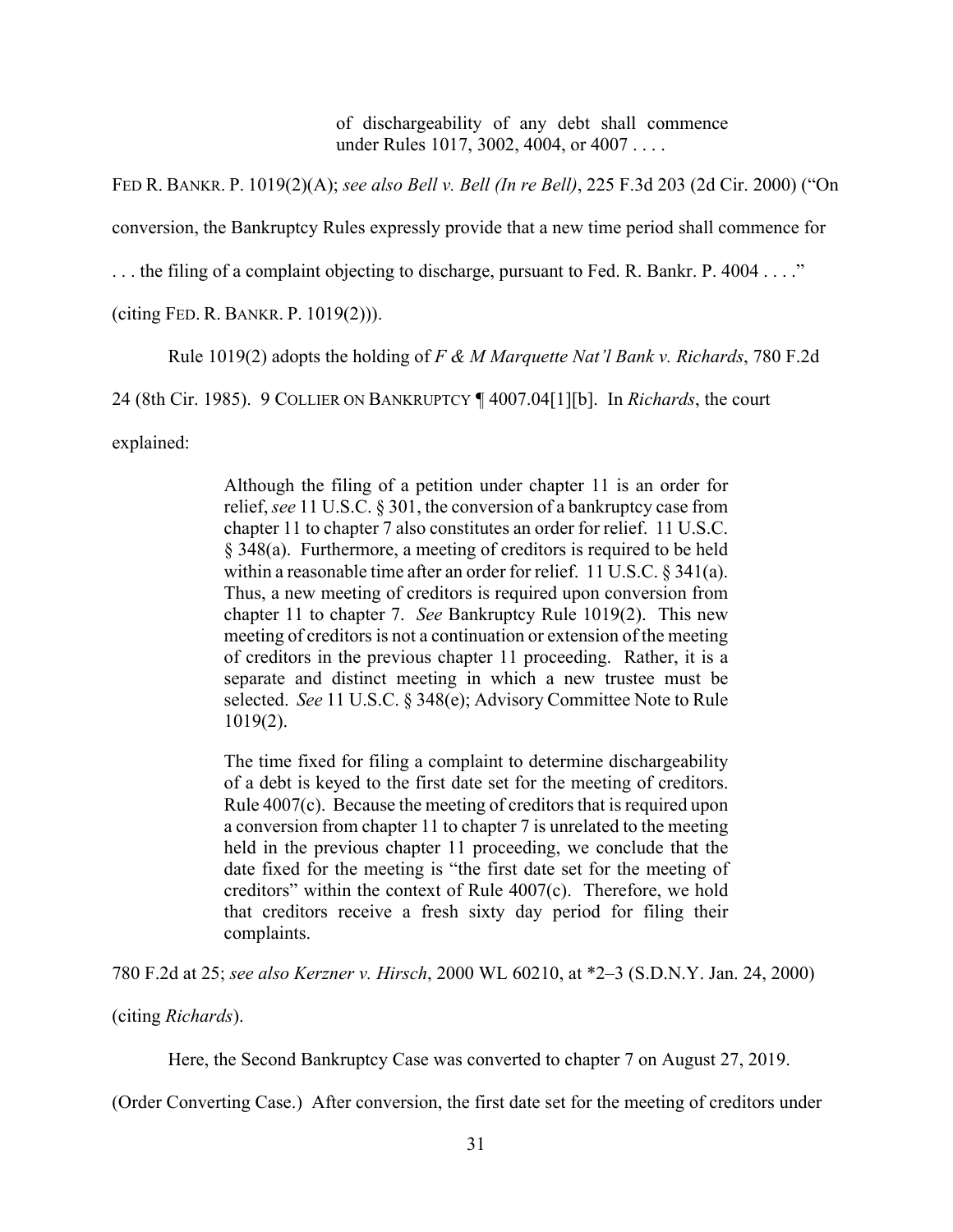> of dischargeability of any debt shall commence under Rules 1017, 3002, 4004, or 4007 . . . .

FED R. BANKR. P. 1019(2)(A); *see also Bell v. Bell (In re Bell)*, 225 F.3d 203 (2d Cir. 2000) ("On conversion, the Bankruptcy Rules expressly provide that a new time period shall commence for . . . the filing of a complaint objecting to discharge, pursuant to Fed. R. Bankr. P. 4004 . . . ." (citing FED. R. BANKR. P. 1019(2))).

Rule 1019(2) adopts the holding of *F & M Marquette Nat'l Bank v. Richards*, 780 F.2d 24 (8th Cir. 1985). 9 COLLIER ON BANKRUPTCY ¶ 4007.04[1][b]. In *Richards*, the court explained:

> Although the filing of a petition under chapter 11 is an order for relief, *see* 11 U.S.C. § 301, the conversion of a bankruptcy case from chapter 11 to chapter 7 also constitutes an order for relief. 11 U.S.C. § 348(a). Furthermore, a meeting of creditors is required to be held within a reasonable time after an order for relief. 11 U.S.C. § 341(a). Thus, a new meeting of creditors is required upon conversion from chapter 11 to chapter 7. *See* Bankruptcy Rule 1019(2). This new meeting of creditors is not a continuation or extension of the meeting of creditors in the previous chapter 11 proceeding. Rather, it is a separate and distinct meeting in which a new trustee must be selected. *See* 11 U.S.C. § 348(e); Advisory Committee Note to Rule 1019(2).
>
> The time fixed for filing a complaint to determine dischargeability of a debt is keyed to the first date set for the meeting of creditors. Rule 4007(c). Because the meeting of creditors that is required upon a conversion from chapter 11 to chapter 7 is unrelated to the meeting held in the previous chapter 11 proceeding, we conclude that the date fixed for the meeting is "the first date set for the meeting of creditors" within the context of Rule 4007(c). Therefore, we hold that creditors receive a fresh sixty day period for filing their complaints.

780 F.2d at 25; *see also Kerzner v. Hirsch*, 2000 WL 60210, at *2–3 (S.D.N.Y. Jan. 24, 2000) (citing *Richards*).

Here, the Second Bankruptcy Case was converted to chapter 7 on August 27, 2019. (Order Converting Case.) After conversion, the first date set for the meeting of creditors under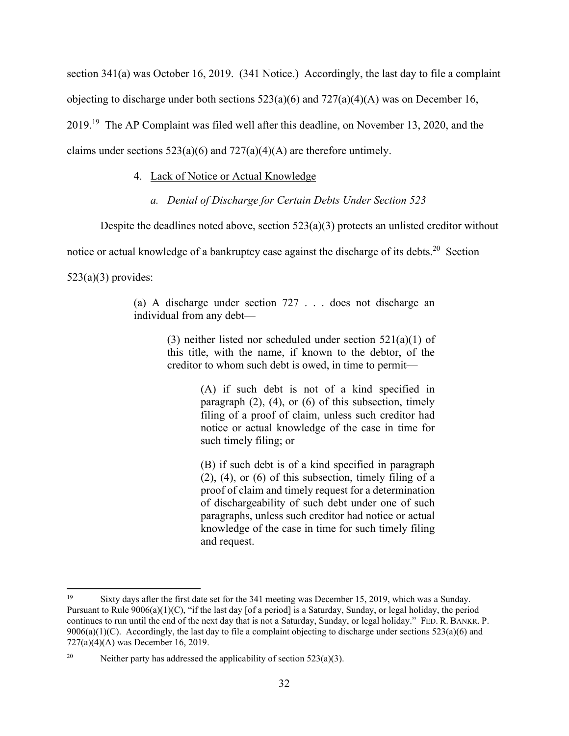section 341(a) was October 16, 2019. (341 Notice.) Accordingly, the last day to file a complaint objecting to discharge under both sections 523(a)(6) and 727(a)(4)(A) was on December 16, 2019.[19] The AP Complaint was filed well after this deadline, on November 13, 2020, and the claims under sections 523(a)(6) and 727(a)(4)(A) are therefore untimely.

4. Lack of Notice or Actual Knowledge

*a. Denial of Discharge for Certain Debts Under Section 523*

Despite the deadlines noted above, section 523(a)(3) protects an unlisted creditor without notice or actual knowledge of a bankruptcy case against the discharge of its debts.[20] Section 523(a)(3) provides:

> (a) A discharge under section 727 . . . does not discharge an individual from any debt—
>
> > (3) neither listed nor scheduled under section 521(a)(1) of this title, with the name, if known to the debtor, of the creditor to whom such debt is owed, in time to permit—
> >
> > > (A) if such debt is not of a kind specified in paragraph (2), (4), or (6) of this subsection, timely filing of a proof of claim, unless such creditor had notice or actual knowledge of the case in time for such timely filing; or
> > >
> > > (B) if such debt is of a kind specified in paragraph (2), (4), or (6) of this subsection, timely filing of a proof of claim and timely request for a determination of dischargeability of such debt under one of such paragraphs, unless such creditor had notice or actual knowledge of the case in time for such timely filing and request.

---

[19] Sixty days after the first date set for the 341 meeting was December 15, 2019, which was a Sunday. Pursuant to Rule 9006(a)(1)(C), "if the last day [of a period] is a Saturday, Sunday, or legal holiday, the period continues to run until the end of the next day that is not a Saturday, Sunday, or legal holiday." FED. R. BANKR. P. 9006(a)(1)(C). Accordingly, the last day to file a complaint objecting to discharge under sections 523(a)(6) and 727(a)(4)(A) was December 16, 2019.

[20] Neither party has addressed the applicability of section 523(a)(3).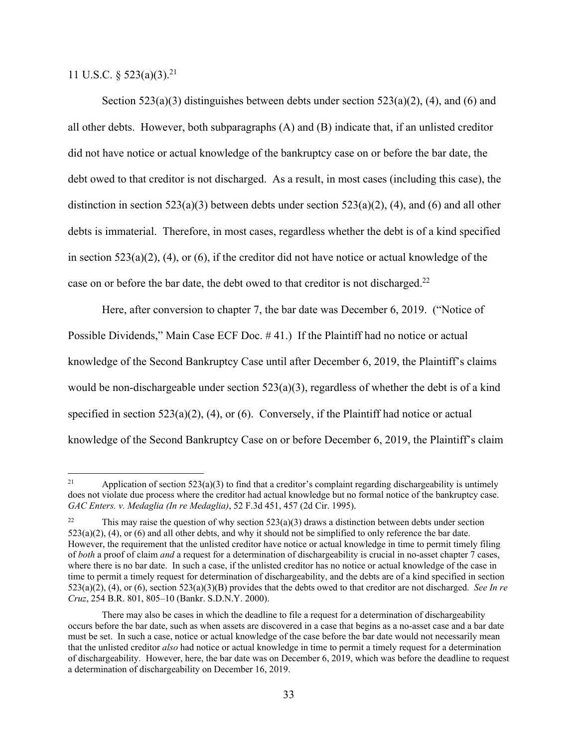11 U.S.C. § 523(a)(3).[21]

Section 523(a)(3) distinguishes between debts under section 523(a)(2), (4), and (6) and all other debts. However, both subparagraphs (A) and (B) indicate that, if an unlisted creditor did not have notice or actual knowledge of the bankruptcy case on or before the bar date, the debt owed to that creditor is not discharged. As a result, in most cases (including this case), the distinction in section 523(a)(3) between debts under section 523(a)(2), (4), and (6) and all other debts is immaterial. Therefore, in most cases, regardless whether the debt is of a kind specified in section 523(a)(2), (4), or (6), if the creditor did not have notice or actual knowledge of the case on or before the bar date, the debt owed to that creditor is not discharged.[22]

Here, after conversion to chapter 7, the bar date was December 6, 2019. ("Notice of Possible Dividends," Main Case ECF Doc. # 41.) If the Plaintiff had no notice or actual knowledge of the Second Bankruptcy Case until after December 6, 2019, the Plaintiff's claims would be non-dischargeable under section 523(a)(3), regardless of whether the debt is of a kind specified in section 523(a)(2), (4), or (6). Conversely, if the Plaintiff had notice or actual knowledge of the Second Bankruptcy Case on or before December 6, 2019, the Plaintiff's claim

---

[21] Application of section 523(a)(3) to find that a creditor's complaint regarding dischargeability is untimely does not violate due process where the creditor had actual knowledge but no formal notice of the bankruptcy case. *GAC Enters. v. Medaglia (In re Medaglia)*, 52 F.3d 451, 457 (2d Cir. 1995).

[22] This may raise the question of why section 523(a)(3) draws a distinction between debts under section 523(a)(2), (4), or (6) and all other debts, and why it should not be simplified to only reference the bar date. However, the requirement that the unlisted creditor have notice or actual knowledge in time to permit timely filing of *both* a proof of claim *and* a request for a determination of dischargeability is crucial in no-asset chapter 7 cases, where there is no bar date. In such a case, if the unlisted creditor has no notice or actual knowledge of the case in time to permit a timely request for determination of dischargeability, and the debts are of a kind specified in section 523(a)(2), (4), or (6), section 523(a)(3)(B) provides that the debts owed to that creditor are not discharged. *See In re Cruz*, 254 B.R. 801, 805–10 (Bankr. S.D.N.Y. 2000).

There may also be cases in which the deadline to file a request for a determination of dischargeability occurs before the bar date, such as when assets are discovered in a case that begins as a no-asset case and a bar date must be set. In such a case, notice or actual knowledge of the case before the bar date would not necessarily mean that the unlisted creditor *also* had notice or actual knowledge in time to permit a timely request for a determination of dischargeability. However, here, the bar date was on December 6, 2019, which was before the deadline to request a determination of dischargeability on December 16, 2019.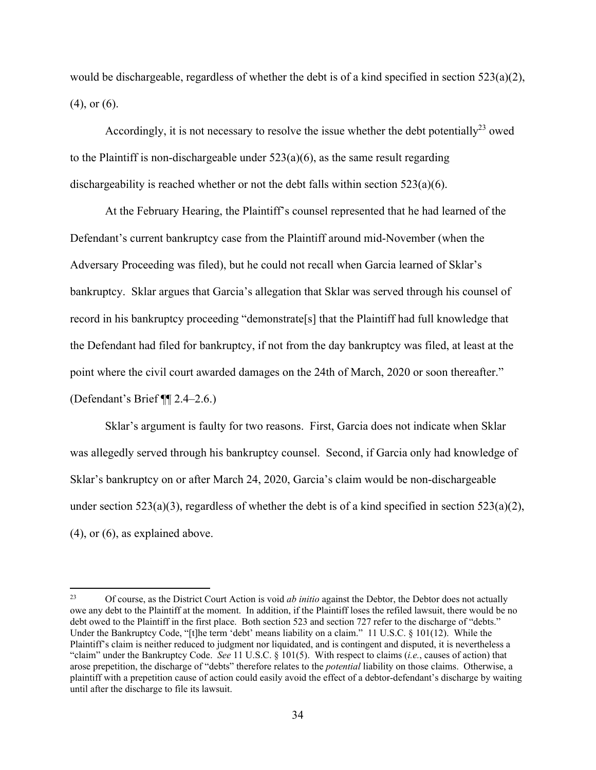would be dischargeable, regardless of whether the debt is of a kind specified in section 523(a)(2), (4), or (6).

Accordingly, it is not necessary to resolve the issue whether the debt potentially[23] owed to the Plaintiff is non-dischargeable under 523(a)(6), as the same result regarding dischargeability is reached whether or not the debt falls within section 523(a)(6).

At the February Hearing, the Plaintiff's counsel represented that he had learned of the Defendant's current bankruptcy case from the Plaintiff around mid-November (when the Adversary Proceeding was filed), but he could not recall when Garcia learned of Sklar's bankruptcy. Sklar argues that Garcia's allegation that Sklar was served through his counsel of record in his bankruptcy proceeding "demonstrate[s] that the Plaintiff had full knowledge that the Defendant had filed for bankruptcy, if not from the day bankruptcy was filed, at least at the point where the civil court awarded damages on the 24th of March, 2020 or soon thereafter." (Defendant's Brief ¶¶ 2.4–2.6.)

Sklar's argument is faulty for two reasons. First, Garcia does not indicate when Sklar was allegedly served through his bankruptcy counsel. Second, if Garcia only had knowledge of Sklar's bankruptcy on or after March 24, 2020, Garcia's claim would be non-dischargeable under section 523(a)(3), regardless of whether the debt is of a kind specified in section 523(a)(2), (4), or (6), as explained above.

---

[23] Of course, as the District Court Action is void *ab initio* against the Debtor, the Debtor does not actually owe any debt to the Plaintiff at the moment. In addition, if the Plaintiff loses the refiled lawsuit, there would be no debt owed to the Plaintiff in the first place. Both section 523 and section 727 refer to the discharge of "debts." Under the Bankruptcy Code, "[t]he term 'debt' means liability on a claim." 11 U.S.C. § 101(12). While the Plaintiff's claim is neither reduced to judgment nor liquidated, and is contingent and disputed, it is nevertheless a "claim" under the Bankruptcy Code. *See* 11 U.S.C. § 101(5). With respect to claims (*i.e.*, causes of action) that arose prepetition, the discharge of "debts" therefore relates to the *potential* liability on those claims. Otherwise, a plaintiff with a prepetition cause of action could easily avoid the effect of a debtor-defendant's discharge by waiting until after the discharge to file its lawsuit.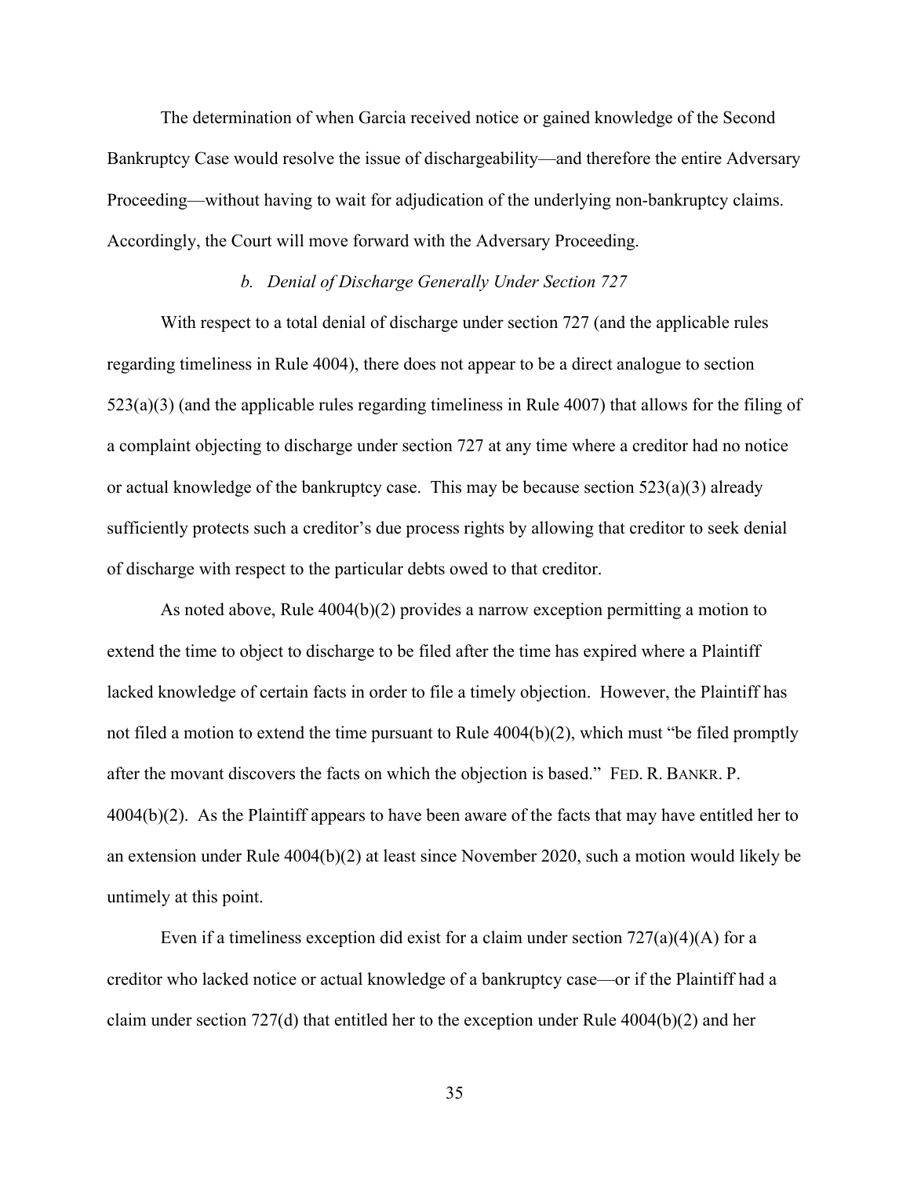The determination of when Garcia received notice or gained knowledge of the Second Bankruptcy Case would resolve the issue of dischargeability—and therefore the entire Adversary Proceeding—without having to wait for adjudication of the underlying non-bankruptcy claims. Accordingly, the Court will move forward with the Adversary Proceeding.

### *b. Denial of Discharge Generally Under Section 727*

With respect to a total denial of discharge under section 727 (and the applicable rules regarding timeliness in Rule 4004), there does not appear to be a direct analogue to section 523(a)(3) (and the applicable rules regarding timeliness in Rule 4007) that allows for the filing of a complaint objecting to discharge under section 727 at any time where a creditor had no notice or actual knowledge of the bankruptcy case. This may be because section 523(a)(3) already sufficiently protects such a creditor's due process rights by allowing that creditor to seek denial of discharge with respect to the particular debts owed to that creditor.

As noted above, Rule 4004(b)(2) provides a narrow exception permitting a motion to extend the time to object to discharge to be filed after the time has expired where a Plaintiff lacked knowledge of certain facts in order to file a timely objection. However, the Plaintiff has not filed a motion to extend the time pursuant to Rule 4004(b)(2), which must "be filed promptly after the movant discovers the facts on which the objection is based." FED. R. BANKR. P. 4004(b)(2). As the Plaintiff appears to have been aware of the facts that may have entitled her to an extension under Rule 4004(b)(2) at least since November 2020, such a motion would likely be untimely at this point.

Even if a timeliness exception did exist for a claim under section 727(a)(4)(A) for a creditor who lacked notice or actual knowledge of a bankruptcy case—or if the Plaintiff had a claim under section 727(d) that entitled her to the exception under Rule 4004(b)(2) and her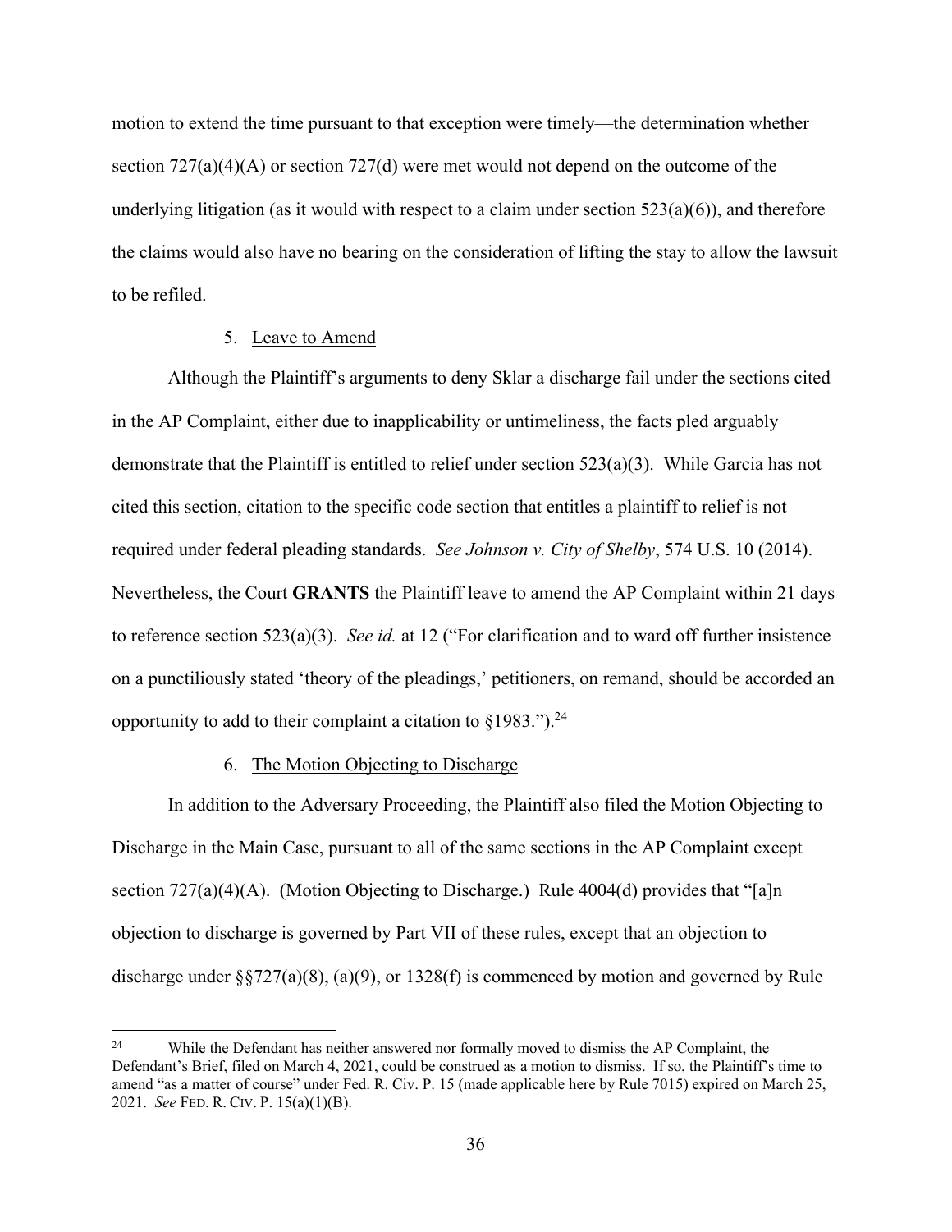motion to extend the time pursuant to that exception were timely—the determination whether section 727(a)(4)(A) or section 727(d) were met would not depend on the outcome of the underlying litigation (as it would with respect to a claim under section 523(a)(6)), and therefore the claims would also have no bearing on the consideration of lifting the stay to allow the lawsuit to be refiled.

5. Leave to Amend

Although the Plaintiff's arguments to deny Sklar a discharge fail under the sections cited in the AP Complaint, either due to inapplicability or untimeliness, the facts pled arguably demonstrate that the Plaintiff is entitled to relief under section 523(a)(3). While Garcia has not cited this section, citation to the specific code section that entitles a plaintiff to relief is not required under federal pleading standards. *See Johnson v. City of Shelby*, 574 U.S. 10 (2014). Nevertheless, the Court **GRANTS** the Plaintiff leave to amend the AP Complaint within 21 days to reference section 523(a)(3). *See id.* at 12 ("For clarification and to ward off further insistence on a punctiliously stated 'theory of the pleadings,' petitioners, on remand, should be accorded an opportunity to add to their complaint a citation to §1983.").[24]

6. The Motion Objecting to Discharge

In addition to the Adversary Proceeding, the Plaintiff also filed the Motion Objecting to Discharge in the Main Case, pursuant to all of the same sections in the AP Complaint except section 727(a)(4)(A). (Motion Objecting to Discharge.) Rule 4004(d) provides that "[a]n objection to discharge is governed by Part VII of these rules, except that an objection to discharge under §§727(a)(8), (a)(9), or 1328(f) is commenced by motion and governed by Rule

[24] While the Defendant has neither answered nor formally moved to dismiss the AP Complaint, the Defendant's Brief, filed on March 4, 2021, could be construed as a motion to dismiss. If so, the Plaintiff's time to amend "as a matter of course" under Fed. R. Civ. P. 15 (made applicable here by Rule 7015) expired on March 25, 2021. *See* FED. R. CIV. P. 15(a)(1)(B).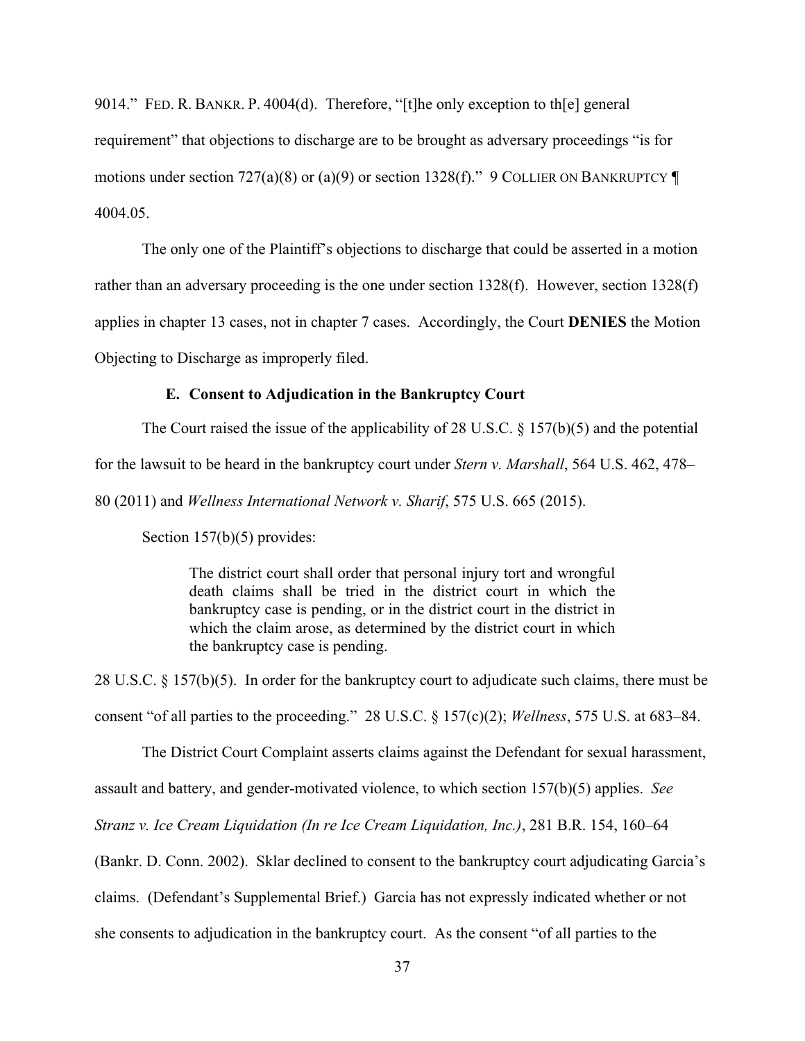9014." FED. R. BANKR. P. 4004(d). Therefore, "[t]he only exception to th[e] general requirement" that objections to discharge are to be brought as adversary proceedings "is for motions under section 727(a)(8) or (a)(9) or section 1328(f)." 9 COLLIER ON BANKRUPTCY ¶ 4004.05.

The only one of the Plaintiff's objections to discharge that could be asserted in a motion rather than an adversary proceeding is the one under section 1328(f). However, section 1328(f) applies in chapter 13 cases, not in chapter 7 cases. Accordingly, the Court **DENIES** the Motion Objecting to Discharge as improperly filed.

### E. Consent to Adjudication in the Bankruptcy Court

The Court raised the issue of the applicability of 28 U.S.C. § 157(b)(5) and the potential for the lawsuit to be heard in the bankruptcy court under *Stern v. Marshall*, 564 U.S. 462, 478–80 (2011) and *Wellness International Network v. Sharif*, 575 U.S. 665 (2015).

Section 157(b)(5) provides:

> The district court shall order that personal injury tort and wrongful death claims shall be tried in the district court in which the bankruptcy case is pending, or in the district court in the district in which the claim arose, as determined by the district court in which the bankruptcy case is pending.

28 U.S.C. § 157(b)(5). In order for the bankruptcy court to adjudicate such claims, there must be consent "of all parties to the proceeding." 28 U.S.C. § 157(c)(2); *Wellness*, 575 U.S. at 683–84.

The District Court Complaint asserts claims against the Defendant for sexual harassment, assault and battery, and gender-motivated violence, to which section 157(b)(5) applies. *See Stranz v. Ice Cream Liquidation (In re Ice Cream Liquidation, Inc.)*, 281 B.R. 154, 160–64 (Bankr. D. Conn. 2002). Sklar declined to consent to the bankruptcy court adjudicating Garcia's claims. (Defendant's Supplemental Brief.) Garcia has not expressly indicated whether or not she consents to adjudication in the bankruptcy court. As the consent "of all parties to the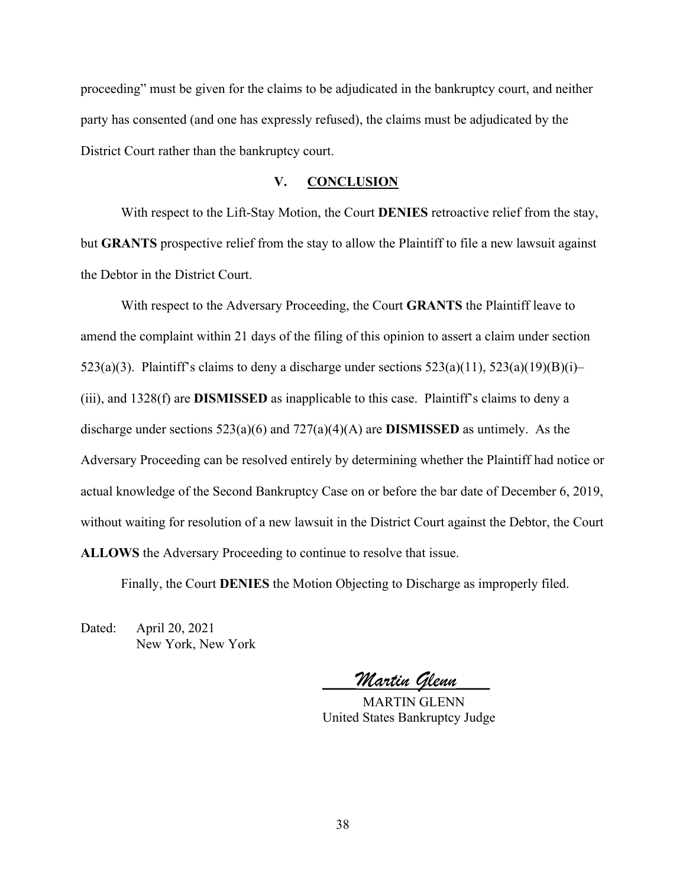proceeding" must be given for the claims to be adjudicated in the bankruptcy court, and neither party has consented (and one has expressly refused), the claims must be adjudicated by the District Court rather than the bankruptcy court.

## V. CONCLUSION

With respect to the Lift-Stay Motion, the Court **DENIES** retroactive relief from the stay, but **GRANTS** prospective relief from the stay to allow the Plaintiff to file a new lawsuit against the Debtor in the District Court.

With respect to the Adversary Proceeding, the Court **GRANTS** the Plaintiff leave to amend the complaint within 21 days of the filing of this opinion to assert a claim under section 523(a)(3). Plaintiff's claims to deny a discharge under sections 523(a)(11), 523(a)(19)(B)(i)–(iii), and 1328(f) are **DISMISSED** as inapplicable to this case. Plaintiff's claims to deny a discharge under sections 523(a)(6) and 727(a)(4)(A) are **DISMISSED** as untimely. As the Adversary Proceeding can be resolved entirely by determining whether the Plaintiff had notice or actual knowledge of the Second Bankruptcy Case on or before the bar date of December 6, 2019, without waiting for resolution of a new lawsuit in the District Court against the Debtor, the Court **ALLOWS** the Adversary Proceeding to continue to resolve that issue.

Finally, the Court **DENIES** the Motion Objecting to Discharge as improperly filed.

Dated: April 20, 2021
New York, New York

_Martin Glenn_

MARTIN GLENN
United States Bankruptcy Judge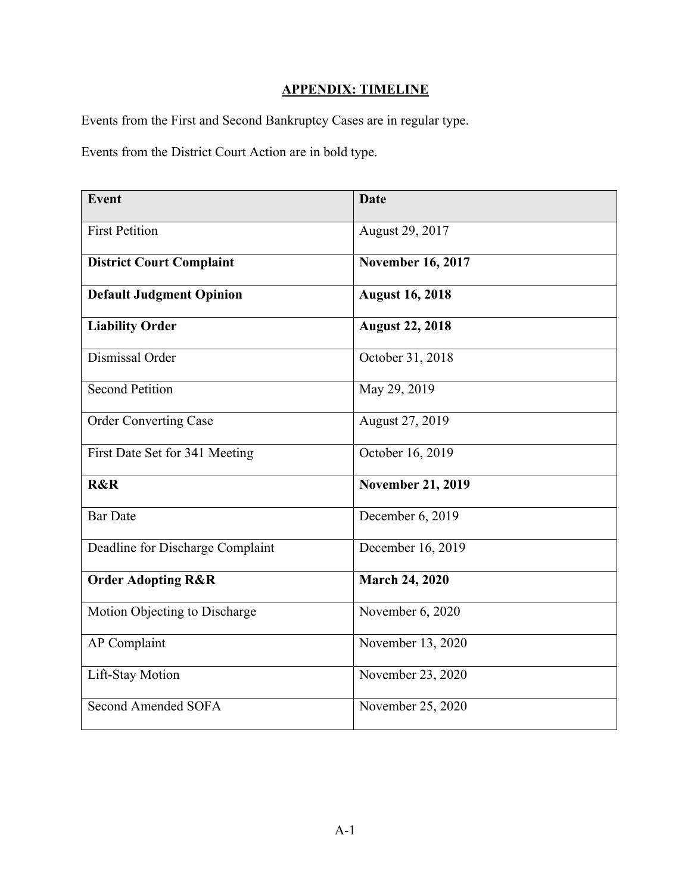**APPENDIX: TIMELINE**

Events from the First and Second Bankruptcy Cases are in regular type.

Events from the District Court Action are in bold type.

| Event | Date |
|---|---|
| First Petition | August 29, 2017 |
| **District Court Complaint** | **November 16, 2017** |
| **Default Judgment Opinion** | **August 16, 2018** |
| **Liability Order** | **August 22, 2018** |
| Dismissal Order | October 31, 2018 |
| Second Petition | May 29, 2019 |
| Order Converting Case | August 27, 2019 |
| First Date Set for 341 Meeting | October 16, 2019 |
| **R&R** | **November 21, 2019** |
| Bar Date | December 6, 2019 |
| Deadline for Discharge Complaint | December 16, 2019 |
| **Order Adopting R&R** | **March 24, 2020** |
| Motion Objecting to Discharge | November 6, 2020 |
| AP Complaint | November 13, 2020 |
| Lift-Stay Motion | November 23, 2020 |
| Second Amended SOFA | November 25, 2020 |